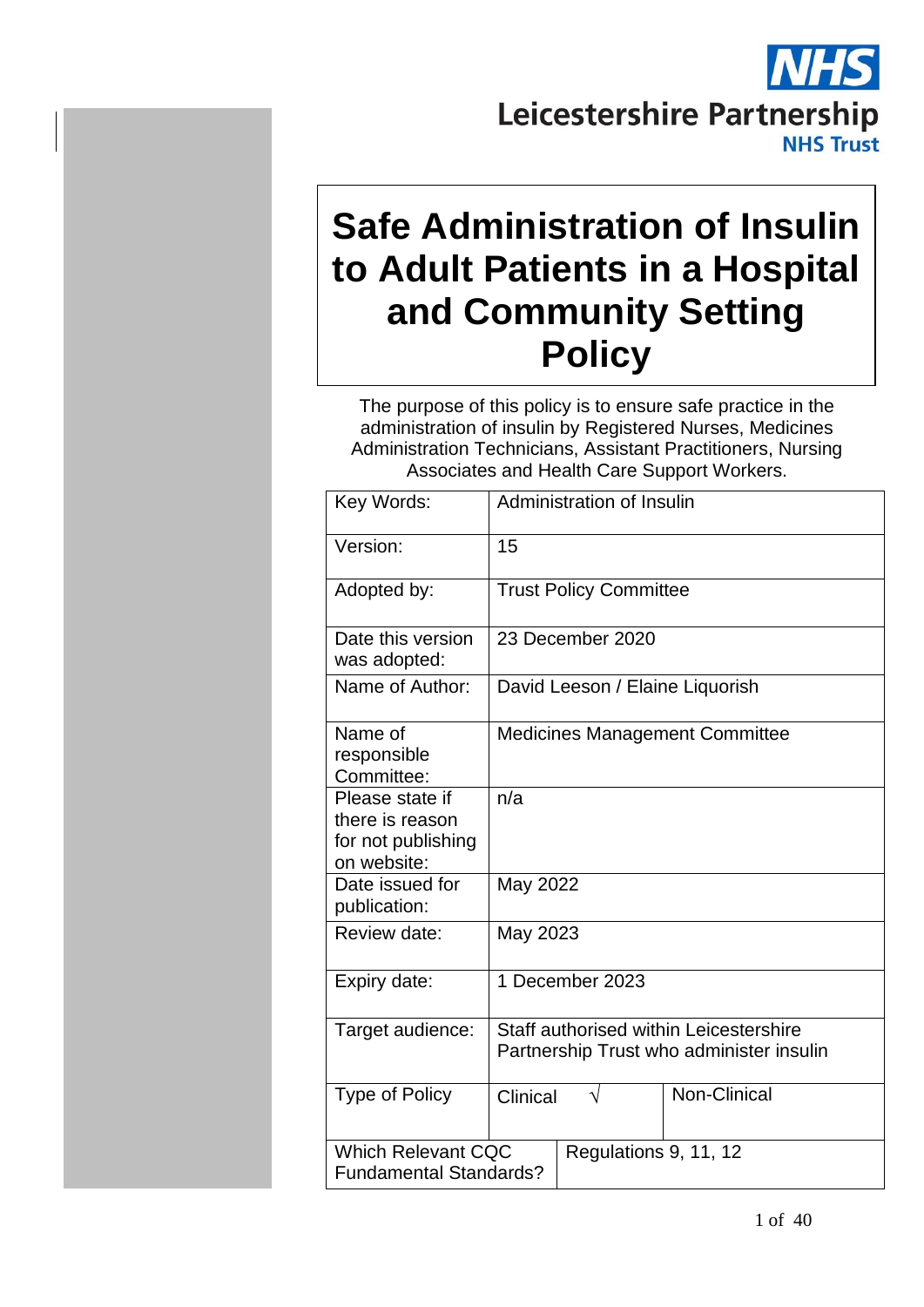Leicestershire Partnership NHS Trust

# Safe Administration of Insulin to Adult Patients in a Hospital and Community Setting Policy

The purpose of this policy is to ensure safe practice in the administration of insulin by Registered Nurses, Medicines Administration Technicians, Assistant Practitioners, Nursing Associates and Health Care Support Workers.

| Key Words: | Administration of Insulin | |
|---|---|---|
| Version: | 15 | |
| Adopted by: | Trust Policy Committee | |
| Date this version was adopted: | 23 December 2020 | |
| Name of Author: | David Leeson / Elaine Liquorish | |
| Name of responsible Committee: | Medicines Management Committee | |
| Please state if there is reason for not publishing on website: | n/a | |
| Date issued for publication: | May 2022 | |
| Review date: | May 2023 | |
| Expiry date: | 1 December 2023 | |
| Target audience: | Staff authorised within Leicestershire Partnership Trust who administer insulin | |
| Type of Policy | Clinical √ | Non-Clinical |
| Which Relevant CQC Fundamental Standards? | Regulations 9, 11, 12 | |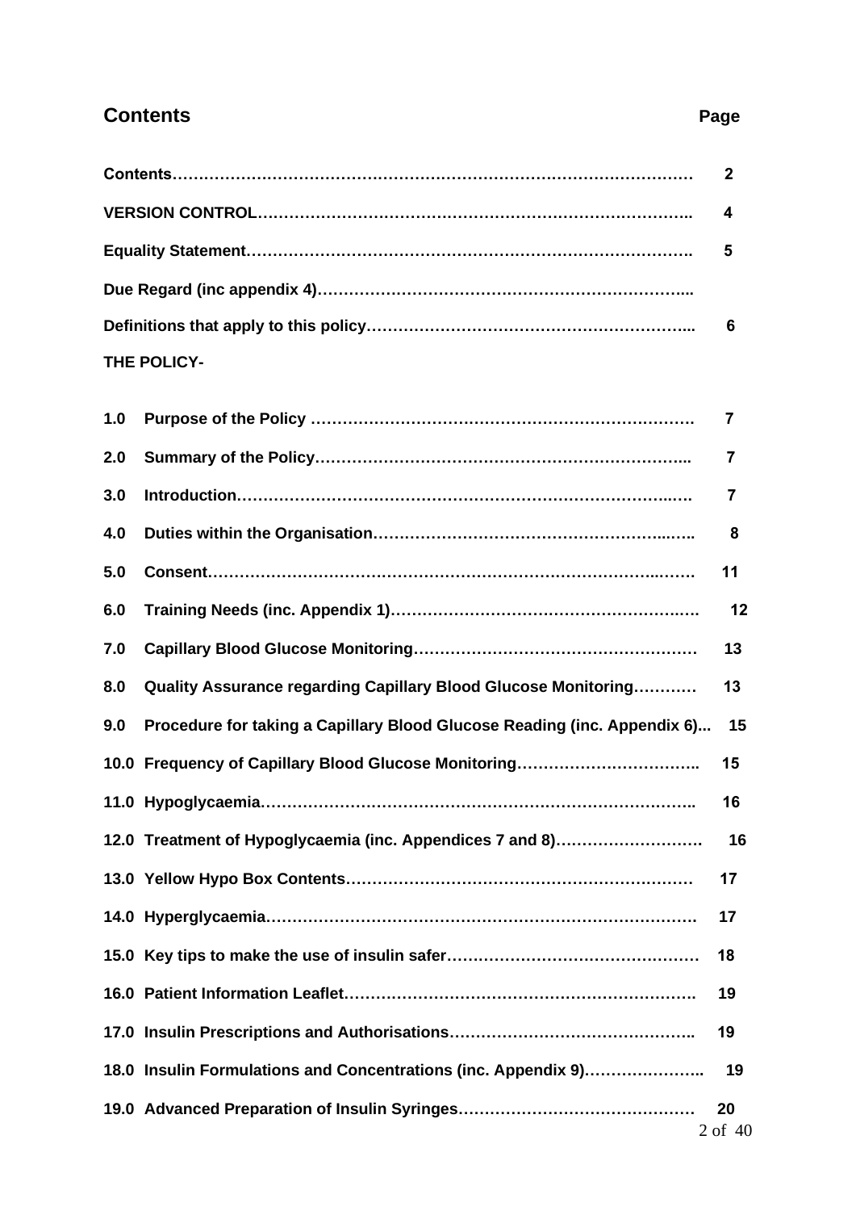## Contents

| | Page |
|---|---|
| **Contents** | **2** |
| **VERSION CONTROL** | **4** |
| **Equality Statement** | **5** |
| **Due Regard (inc appendix 4)** | |
| **Definitions that apply to this policy** | **6** |
| **THE POLICY-** | |
| **1.0 Purpose of the Policy** | **7** |
| **2.0 Summary of the Policy** | **7** |
| **3.0 Introduction** | **7** |
| **4.0 Duties within the Organisation** | **8** |
| **5.0 Consent** | **11** |
| **6.0 Training Needs (inc. Appendix 1)** | **12** |
| **7.0 Capillary Blood Glucose Monitoring** | **13** |
| **8.0 Quality Assurance regarding Capillary Blood Glucose Monitoring** | **13** |
| **9.0 Procedure for taking a Capillary Blood Glucose Reading (inc. Appendix 6)** | **15** |
| **10.0 Frequency of Capillary Blood Glucose Monitoring** | **15** |
| **11.0 Hypoglycaemia** | **16** |
| **12.0 Treatment of Hypoglycaemia (inc. Appendices 7 and 8)** | **16** |
| **13.0 Yellow Hypo Box Contents** | **17** |
| **14.0 Hyperglycaemia** | **17** |
| **15.0 Key tips to make the use of insulin safer** | **18** |
| **16.0 Patient Information Leaflet** | **19** |
| **17.0 Insulin Prescriptions and Authorisations** | **19** |
| **18.0 Insulin Formulations and Concentrations (inc. Appendix 9)** | **19** |
| **19.0 Advanced Preparation of Insulin Syringes** | **20** |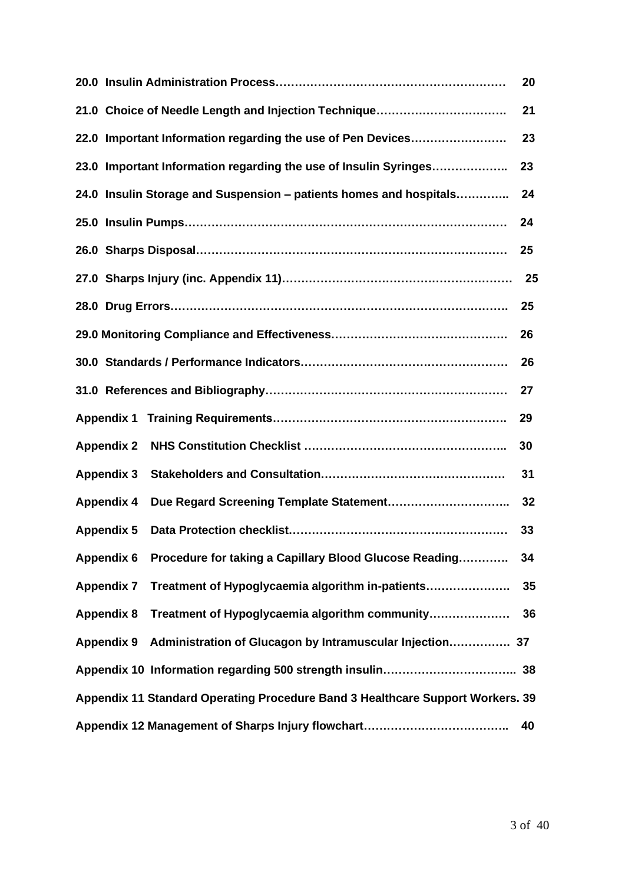**20.0 Insulin Administration Process………………………………………………… 20**

**21.0 Choice of Needle Length and Injection Technique……………………………. 21**

**22.0 Important Information regarding the use of Pen Devices……………………. 23**

**23.0 Important Information regarding the use of Insulin Syringes……………….. 23**

**24.0 Insulin Storage and Suspension – patients homes and hospitals………….. 24**

**25.0 Insulin Pumps………………………………………………………………… 24**

**26.0 Sharps Disposal……………………………………………………………… 25**

**27.0 Sharps Injury (inc. Appendix 11)………………………………………………… 25**

**28.0 Drug Errors…………………………………………………………………. 25**

**29.0 Monitoring Compliance and Effectiveness………………………………………. 26**

**30.0 Standards / Performance Indicators…………………………………………… 26**

**31.0 References and Bibliography…………………………………………………… 27**

**Appendix 1 Training Requirements…………………………………………………. 29**

**Appendix 2 NHS Constitution Checklist …………………………………………….. 30**

**Appendix 3 Stakeholders and Consultation………………………………………… 31**

**Appendix 4 Due Regard Screening Template Statement………………………….. 32**

**Appendix 5 Data Protection checklist………………………………………………… 33**

**Appendix 6 Procedure for taking a Capillary Blood Glucose Reading…………. 34**

**Appendix 7 Treatment of Hypoglycaemia algorithm in-patients…………………. 35**

**Appendix 8 Treatment of Hypoglycaemia algorithm community………………… 36**

**Appendix 9 Administration of Glucagon by Intramuscular Injection……………. 37**

**Appendix 10 Information regarding 500 strength insulin…………………………….. 38**

**Appendix 11 Standard Operating Procedure Band 3 Healthcare Support Workers. 39**

**Appendix 12 Management of Sharps Injury flowchart……………………………….. 40**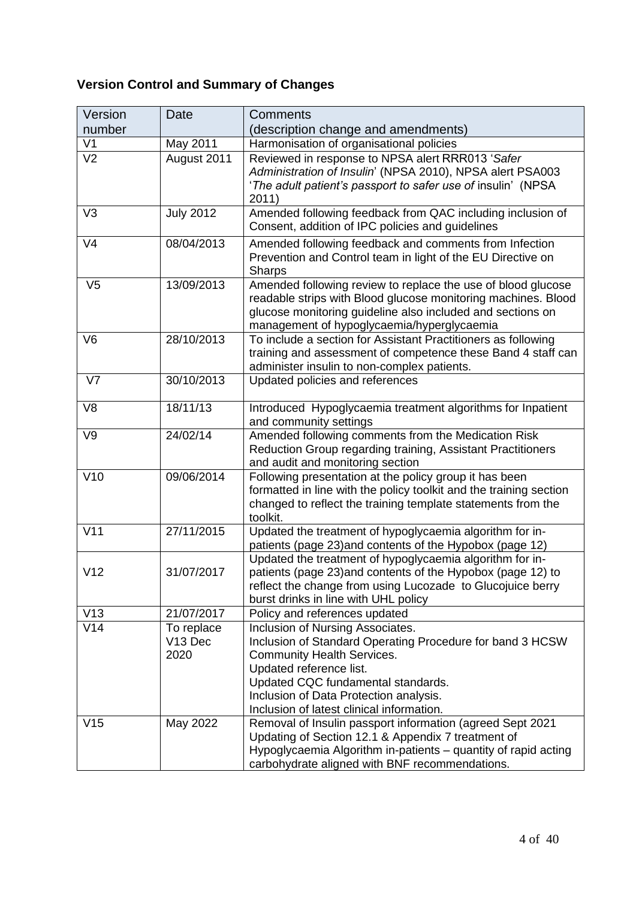## Version Control and Summary of Changes

| Version number | Date | Comments (description change and amendments) |
|---|---|---|
| V1 | May 2011 | Harmonisation of organisational policies |
| V2 | August 2011 | Reviewed in response to NPSA alert RRR013 '*Safer Administration of Insulin*' (NPSA 2010), NPSA alert PSA003 '*The adult patient's passport to safer use of* insulin' (NPSA 2011) |
| V3 | July 2012 | Amended following feedback from QAC including inclusion of Consent, addition of IPC policies and guidelines |
| V4 | 08/04/2013 | Amended following feedback and comments from Infection Prevention and Control team in light of the EU Directive on Sharps |
| V5 | 13/09/2013 | Amended following review to replace the use of blood glucose readable strips with Blood glucose monitoring machines. Blood glucose monitoring guideline also included and sections on management of hypoglycaemia/hyperglycaemia |
| V6 | 28/10/2013 | To include a section for Assistant Practitioners as following training and assessment of competence these Band 4 staff can administer insulin to non-complex patients. |
| V7 | 30/10/2013 | Updated policies and references |
| V8 | 18/11/13 | Introduced Hypoglycaemia treatment algorithms for Inpatient and community settings |
| V9 | 24/02/14 | Amended following comments from the Medication Risk Reduction Group regarding training, Assistant Practitioners and audit and monitoring section |
| V10 | 09/06/2014 | Following presentation at the policy group it has been formatted in line with the policy toolkit and the training section changed to reflect the training template statements from the toolkit. |
| V11 | 27/11/2015 | Updated the treatment of hypoglycaemia algorithm for in-patients (page 23)and contents of the Hypobox (page 12) |
| V12 | 31/07/2017 | Updated the treatment of hypoglycaemia algorithm for in-patients (page 23)and contents of the Hypobox (page 12) to reflect the change from using Lucozade to Glucojuice berry burst drinks in line with UHL policy |
| V13 | 21/07/2017 | Policy and references updated |
| V14 | To replace V13 Dec 2020 | Inclusion of Nursing Associates.<br>Inclusion of Standard Operating Procedure for band 3 HCSW Community Health Services.<br>Updated reference list.<br>Updated CQC fundamental standards.<br>Inclusion of Data Protection analysis.<br>Inclusion of latest clinical information. |
| V15 | May 2022 | Removal of Insulin passport information (agreed Sept 2021 Updating of Section 12.1 & Appendix 7 treatment of Hypoglycaemia Algorithm in-patients – quantity of rapid acting carbohydrate aligned with BNF recommendations. |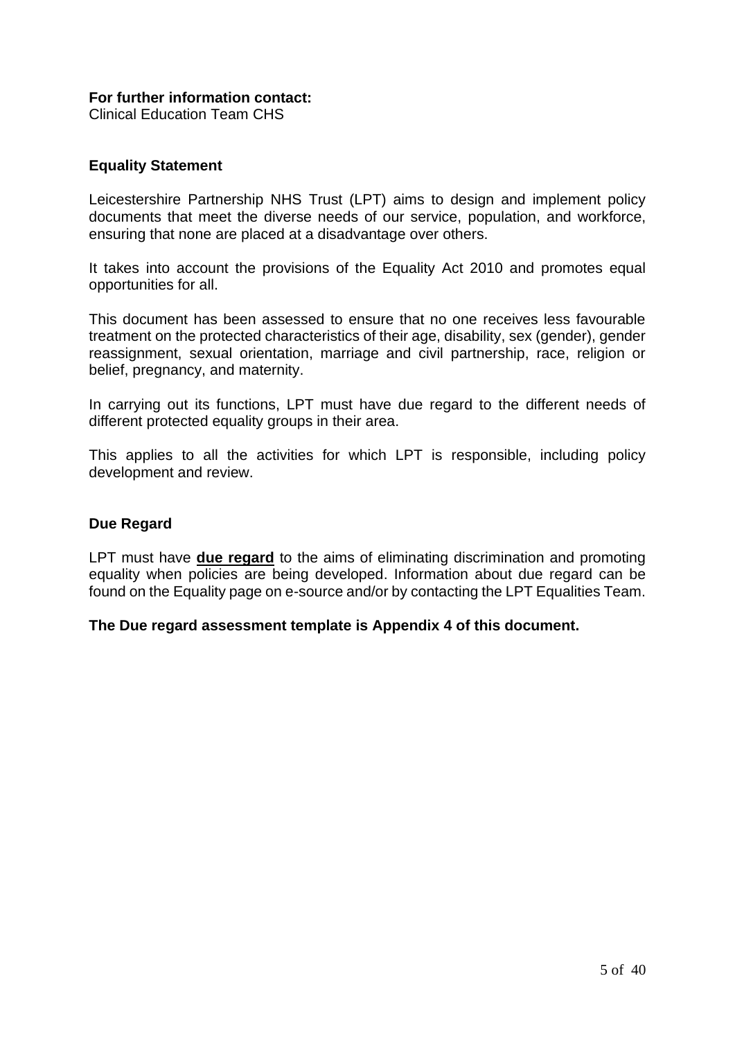**For further information contact:**
Clinical Education Team CHS

## Equality Statement

Leicestershire Partnership NHS Trust (LPT) aims to design and implement policy documents that meet the diverse needs of our service, population, and workforce, ensuring that none are placed at a disadvantage over others.

It takes into account the provisions of the Equality Act 2010 and promotes equal opportunities for all.

This document has been assessed to ensure that no one receives less favourable treatment on the protected characteristics of their age, disability, sex (gender), gender reassignment, sexual orientation, marriage and civil partnership, race, religion or belief, pregnancy, and maternity.

In carrying out its functions, LPT must have due regard to the different needs of different protected equality groups in their area.

This applies to all the activities for which LPT is responsible, including policy development and review.

## Due Regard

LPT must have **due regard** to the aims of eliminating discrimination and promoting equality when policies are being developed. Information about due regard can be found on the Equality page on e-source and/or by contacting the LPT Equalities Team.

**The Due regard assessment template is Appendix 4 of this document.**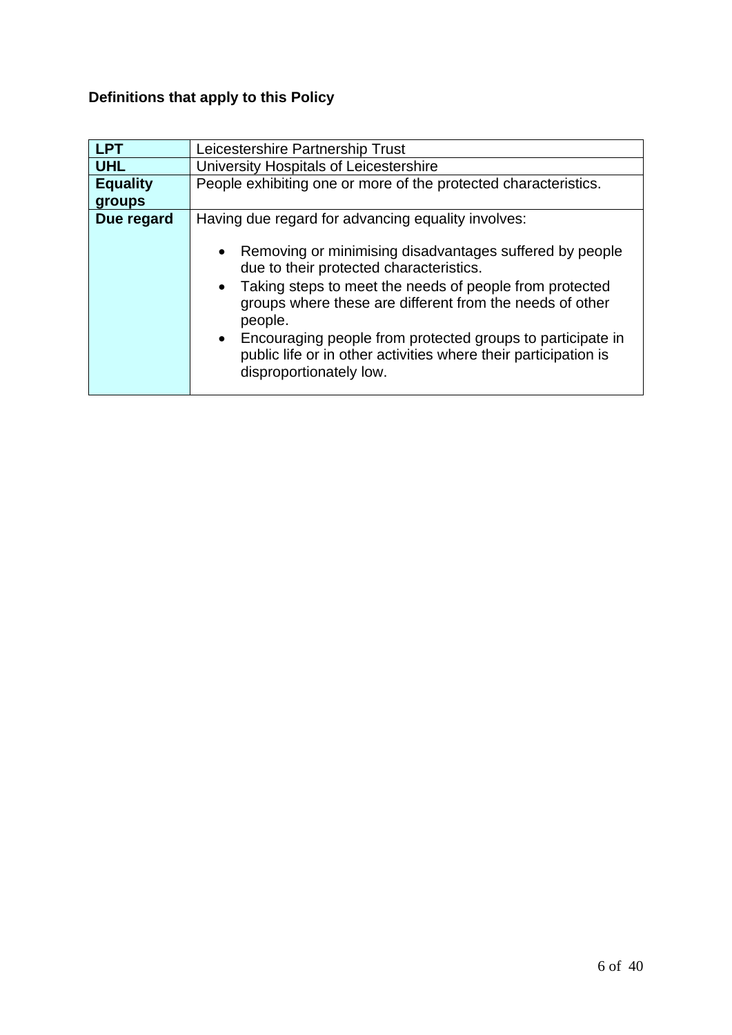**Definitions that apply to this Policy**

| **LPT** | Leicestershire Partnership Trust |
| --- | --- |
| **UHL** | University Hospitals of Leicestershire |
| **Equality groups** | People exhibiting one or more of the protected characteristics. |
| **Due regard** | Having due regard for advancing equality involves:<br><br>• Removing or minimising disadvantages suffered by people due to their protected characteristics.<br>• Taking steps to meet the needs of people from protected groups where these are different from the needs of other people.<br>• Encouraging people from protected groups to participate in public life or in other activities where their participation is disproportionately low. |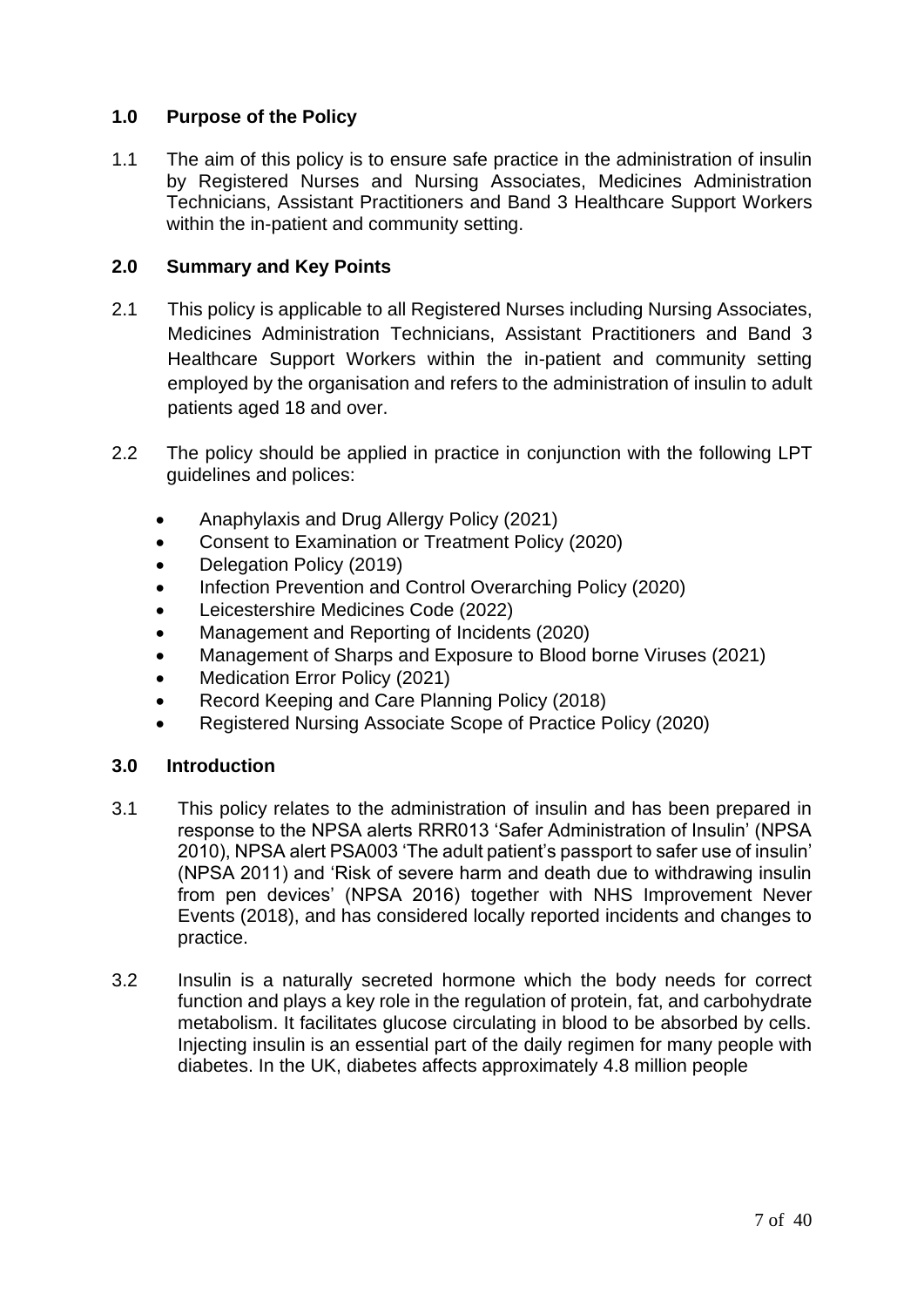## 1.0 Purpose of the Policy

1.1 The aim of this policy is to ensure safe practice in the administration of insulin by Registered Nurses and Nursing Associates, Medicines Administration Technicians, Assistant Practitioners and Band 3 Healthcare Support Workers within the in-patient and community setting.

## 2.0 Summary and Key Points

2.1 This policy is applicable to all Registered Nurses including Nursing Associates, Medicines Administration Technicians, Assistant Practitioners and Band 3 Healthcare Support Workers within the in-patient and community setting employed by the organisation and refers to the administration of insulin to adult patients aged 18 and over.

2.2 The policy should be applied in practice in conjunction with the following LPT guidelines and polices:

- Anaphylaxis and Drug Allergy Policy (2021)
- Consent to Examination or Treatment Policy (2020)
- Delegation Policy (2019)
- Infection Prevention and Control Overarching Policy (2020)
- Leicestershire Medicines Code (2022)
- Management and Reporting of Incidents (2020)
- Management of Sharps and Exposure to Blood borne Viruses (2021)
- Medication Error Policy (2021)
- Record Keeping and Care Planning Policy (2018)
- Registered Nursing Associate Scope of Practice Policy (2020)

## 3.0 Introduction

3.1 This policy relates to the administration of insulin and has been prepared in response to the NPSA alerts RRR013 'Safer Administration of Insulin' (NPSA 2010), NPSA alert PSA003 'The adult patient's passport to safer use of insulin' (NPSA 2011) and 'Risk of severe harm and death due to withdrawing insulin from pen devices' (NPSA 2016) together with NHS Improvement Never Events (2018), and has considered locally reported incidents and changes to practice.

3.2 Insulin is a naturally secreted hormone which the body needs for correct function and plays a key role in the regulation of protein, fat, and carbohydrate metabolism. It facilitates glucose circulating in blood to be absorbed by cells. Injecting insulin is an essential part of the daily regimen for many people with diabetes. In the UK, diabetes affects approximately 4.8 million people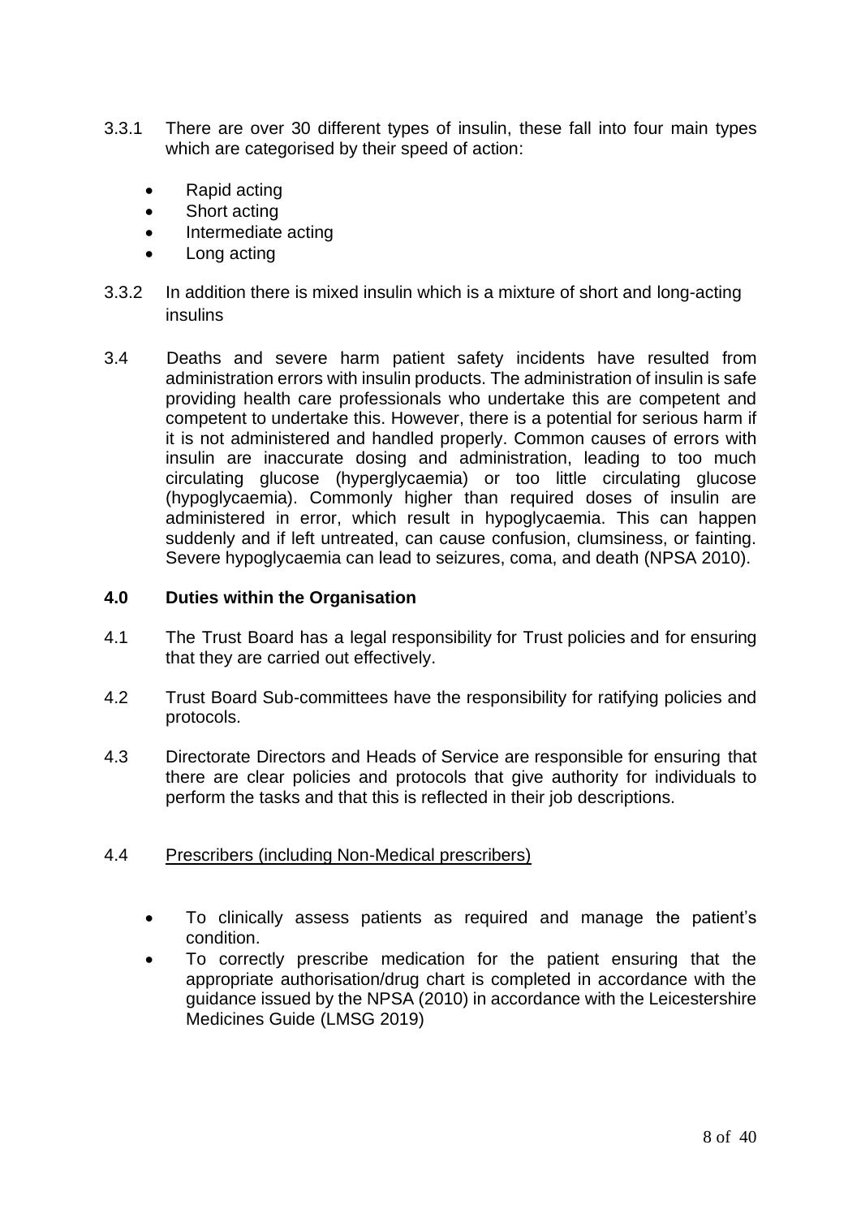3.3.1 There are over 30 different types of insulin, these fall into four main types which are categorised by their speed of action:

- Rapid acting
- Short acting
- Intermediate acting
- Long acting

3.3.2 In addition there is mixed insulin which is a mixture of short and long-acting insulins

3.4 Deaths and severe harm patient safety incidents have resulted from administration errors with insulin products. The administration of insulin is safe providing health care professionals who undertake this are competent and competent to undertake this. However, there is a potential for serious harm if it is not administered and handled properly. Common causes of errors with insulin are inaccurate dosing and administration, leading to too much circulating glucose (hyperglycaemia) or too little circulating glucose (hypoglycaemia). Commonly higher than required doses of insulin are administered in error, which result in hypoglycaemia. This can happen suddenly and if left untreated, can cause confusion, clumsiness, or fainting. Severe hypoglycaemia can lead to seizures, coma, and death (NPSA 2010).

## 4.0 Duties within the Organisation

4.1 The Trust Board has a legal responsibility for Trust policies and for ensuring that they are carried out effectively.

4.2 Trust Board Sub-committees have the responsibility for ratifying policies and protocols.

4.3 Directorate Directors and Heads of Service are responsible for ensuring that there are clear policies and protocols that give authority for individuals to perform the tasks and that this is reflected in their job descriptions.

4.4 Prescribers (including Non-Medical prescribers)

- To clinically assess patients as required and manage the patient's condition.
- To correctly prescribe medication for the patient ensuring that the appropriate authorisation/drug chart is completed in accordance with the guidance issued by the NPSA (2010) in accordance with the Leicestershire Medicines Guide (LMSG 2019)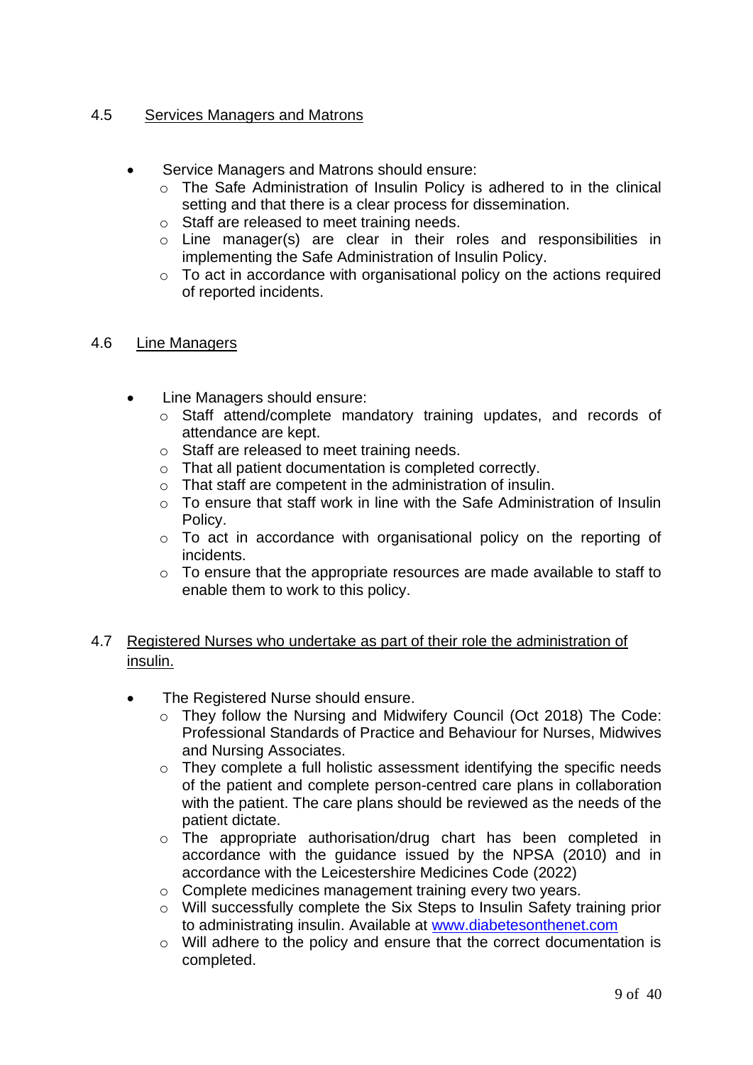### 4.5 Services Managers and Matrons

- Service Managers and Matrons should ensure:
  - The Safe Administration of Insulin Policy is adhered to in the clinical setting and that there is a clear process for dissemination.
  - Staff are released to meet training needs.
  - Line manager(s) are clear in their roles and responsibilities in implementing the Safe Administration of Insulin Policy.
  - To act in accordance with organisational policy on the actions required of reported incidents.

### 4.6 Line Managers

- Line Managers should ensure:
  - Staff attend/complete mandatory training updates, and records of attendance are kept.
  - Staff are released to meet training needs.
  - That all patient documentation is completed correctly.
  - That staff are competent in the administration of insulin.
  - To ensure that staff work in line with the Safe Administration of Insulin Policy.
  - To act in accordance with organisational policy on the reporting of incidents.
  - To ensure that the appropriate resources are made available to staff to enable them to work to this policy.

### 4.7 Registered Nurses who undertake as part of their role the administration of insulin.

- The Registered Nurse should ensure.
  - They follow the Nursing and Midwifery Council (Oct 2018) The Code: Professional Standards of Practice and Behaviour for Nurses, Midwives and Nursing Associates.
  - They complete a full holistic assessment identifying the specific needs of the patient and complete person-centred care plans in collaboration with the patient. The care plans should be reviewed as the needs of the patient dictate.
  - The appropriate authorisation/drug chart has been completed in accordance with the guidance issued by the NPSA (2010) and in accordance with the Leicestershire Medicines Code (2022)
  - Complete medicines management training every two years.
  - Will successfully complete the Six Steps to Insulin Safety training prior to administrating insulin. Available at [www.diabetesonthenet.com](http://www.diabetesonthenet.com)
  - Will adhere to the policy and ensure that the correct documentation is completed.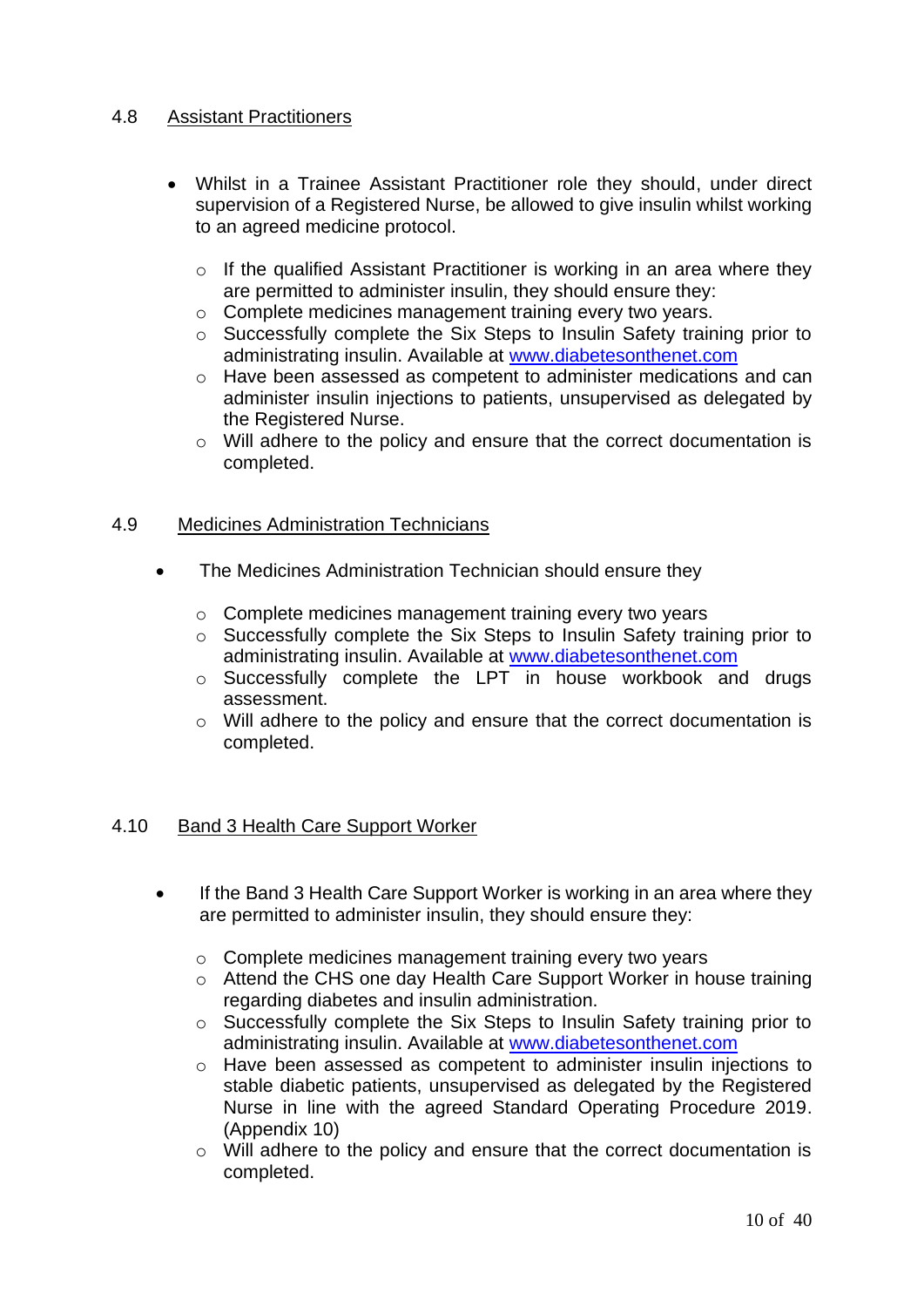## 4.8 Assistant Practitioners

- Whilst in a Trainee Assistant Practitioner role they should, under direct supervision of a Registered Nurse, be allowed to give insulin whilst working to an agreed medicine protocol.
    - If the qualified Assistant Practitioner is working in an area where they are permitted to administer insulin, they should ensure they:
    - Complete medicines management training every two years.
    - Successfully complete the Six Steps to Insulin Safety training prior to administrating insulin. Available at www.diabetesonthenet.com
    - Have been assessed as competent to administer medications and can administer insulin injections to patients, unsupervised as delegated by the Registered Nurse.
    - Will adhere to the policy and ensure that the correct documentation is completed.

## 4.9 Medicines Administration Technicians

- The Medicines Administration Technician should ensure they
    - Complete medicines management training every two years
    - Successfully complete the Six Steps to Insulin Safety training prior to administrating insulin. Available at www.diabetesonthenet.com
    - Successfully complete the LPT in house workbook and drugs assessment.
    - Will adhere to the policy and ensure that the correct documentation is completed.

## 4.10 Band 3 Health Care Support Worker

- If the Band 3 Health Care Support Worker is working in an area where they are permitted to administer insulin, they should ensure they:
    - Complete medicines management training every two years
    - Attend the CHS one day Health Care Support Worker in house training regarding diabetes and insulin administration.
    - Successfully complete the Six Steps to Insulin Safety training prior to administrating insulin. Available at www.diabetesonthenet.com
    - Have been assessed as competent to administer insulin injections to stable diabetic patients, unsupervised as delegated by the Registered Nurse in line with the agreed Standard Operating Procedure 2019. (Appendix 10)
    - Will adhere to the policy and ensure that the correct documentation is completed.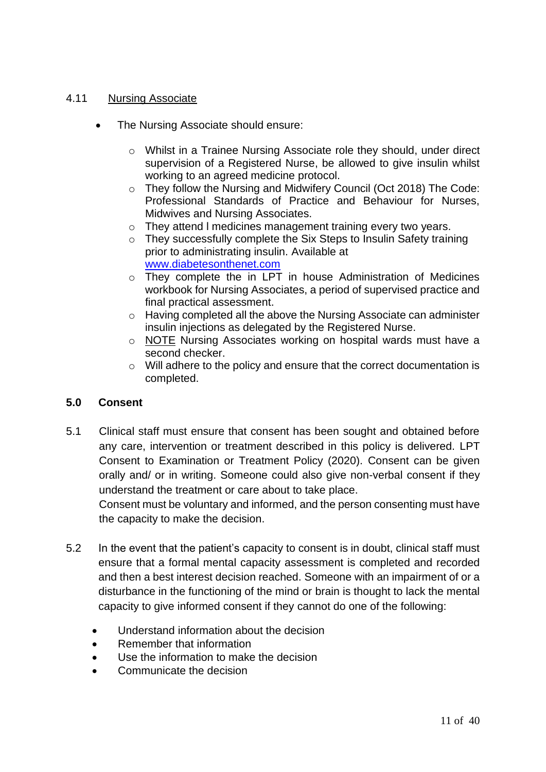### 4.11 Nursing Associate

- The Nursing Associate should ensure:
  - Whilst in a Trainee Nursing Associate role they should, under direct supervision of a Registered Nurse, be allowed to give insulin whilst working to an agreed medicine protocol.
  - They follow the Nursing and Midwifery Council (Oct 2018) The Code: Professional Standards of Practice and Behaviour for Nurses, Midwives and Nursing Associates.
  - They attend l medicines management training every two years.
  - They successfully complete the Six Steps to Insulin Safety training prior to administrating insulin. Available at www.diabetesonthenet.com
  - They complete the in LPT in house Administration of Medicines workbook for Nursing Associates, a period of supervised practice and final practical assessment.
  - Having completed all the above the Nursing Associate can administer insulin injections as delegated by the Registered Nurse.
  - NOTE Nursing Associates working on hospital wards must have a second checker.
  - Will adhere to the policy and ensure that the correct documentation is completed.

## 5.0 Consent

5.1 Clinical staff must ensure that consent has been sought and obtained before any care, intervention or treatment described in this policy is delivered. LPT Consent to Examination or Treatment Policy (2020). Consent can be given orally and/ or in writing. Someone could also give non-verbal consent if they understand the treatment or care about to take place.
Consent must be voluntary and informed, and the person consenting must have the capacity to make the decision.

5.2 In the event that the patient's capacity to consent is in doubt, clinical staff must ensure that a formal mental capacity assessment is completed and recorded and then a best interest decision reached. Someone with an impairment of or a disturbance in the functioning of the mind or brain is thought to lack the mental capacity to give informed consent if they cannot do one of the following:

- Understand information about the decision
- Remember that information
- Use the information to make the decision
- Communicate the decision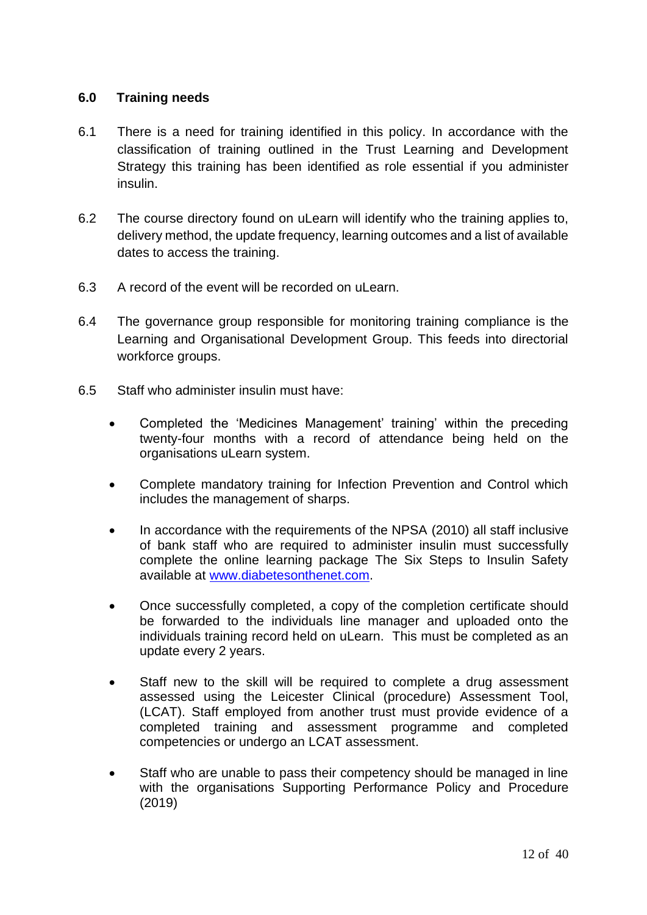## 6.0 Training needs

6.1 There is a need for training identified in this policy. In accordance with the classification of training outlined in the Trust Learning and Development Strategy this training has been identified as role essential if you administer insulin.

6.2 The course directory found on uLearn will identify who the training applies to, delivery method, the update frequency, learning outcomes and a list of available dates to access the training.

6.3 A record of the event will be recorded on uLearn.

6.4 The governance group responsible for monitoring training compliance is the Learning and Organisational Development Group. This feeds into directorial workforce groups.

6.5 Staff who administer insulin must have:

- Completed the 'Medicines Management' training' within the preceding twenty-four months with a record of attendance being held on the organisations uLearn system.
- Complete mandatory training for Infection Prevention and Control which includes the management of sharps.
- In accordance with the requirements of the NPSA (2010) all staff inclusive of bank staff who are required to administer insulin must successfully complete the online learning package The Six Steps to Insulin Safety available at [www.diabetesonthenet.com](www.diabetesonthenet.com).
- Once successfully completed, a copy of the completion certificate should be forwarded to the individuals line manager and uploaded onto the individuals training record held on uLearn. This must be completed as an update every 2 years.
- Staff new to the skill will be required to complete a drug assessment assessed using the Leicester Clinical (procedure) Assessment Tool, (LCAT). Staff employed from another trust must provide evidence of a completed training and assessment programme and completed competencies or undergo an LCAT assessment.
- Staff who are unable to pass their competency should be managed in line with the organisations Supporting Performance Policy and Procedure (2019)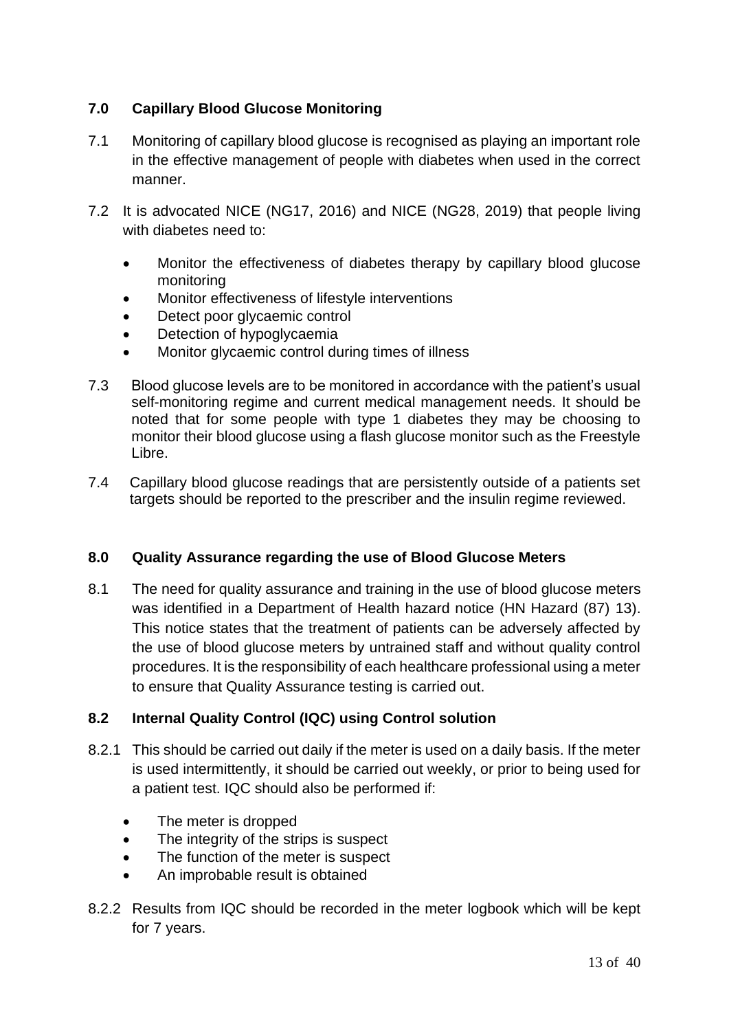## 7.0 Capillary Blood Glucose Monitoring

7.1 Monitoring of capillary blood glucose is recognised as playing an important role in the effective management of people with diabetes when used in the correct manner.

7.2 It is advocated NICE (NG17, 2016) and NICE (NG28, 2019) that people living with diabetes need to:

- Monitor the effectiveness of diabetes therapy by capillary blood glucose monitoring
- Monitor effectiveness of lifestyle interventions
- Detect poor glycaemic control
- Detection of hypoglycaemia
- Monitor glycaemic control during times of illness

7.3 Blood glucose levels are to be monitored in accordance with the patient's usual self-monitoring regime and current medical management needs. It should be noted that for some people with type 1 diabetes they may be choosing to monitor their blood glucose using a flash glucose monitor such as the Freestyle Libre.

7.4 Capillary blood glucose readings that are persistently outside of a patients set targets should be reported to the prescriber and the insulin regime reviewed.

## 8.0 Quality Assurance regarding the use of Blood Glucose Meters

8.1 The need for quality assurance and training in the use of blood glucose meters was identified in a Department of Health hazard notice (HN Hazard (87) 13). This notice states that the treatment of patients can be adversely affected by the use of blood glucose meters by untrained staff and without quality control procedures. It is the responsibility of each healthcare professional using a meter to ensure that Quality Assurance testing is carried out.

### 8.2 Internal Quality Control (IQC) using Control solution

8.2.1 This should be carried out daily if the meter is used on a daily basis. If the meter is used intermittently, it should be carried out weekly, or prior to being used for a patient test. IQC should also be performed if:

- The meter is dropped
- The integrity of the strips is suspect
- The function of the meter is suspect
- An improbable result is obtained

8.2.2 Results from IQC should be recorded in the meter logbook which will be kept for 7 years.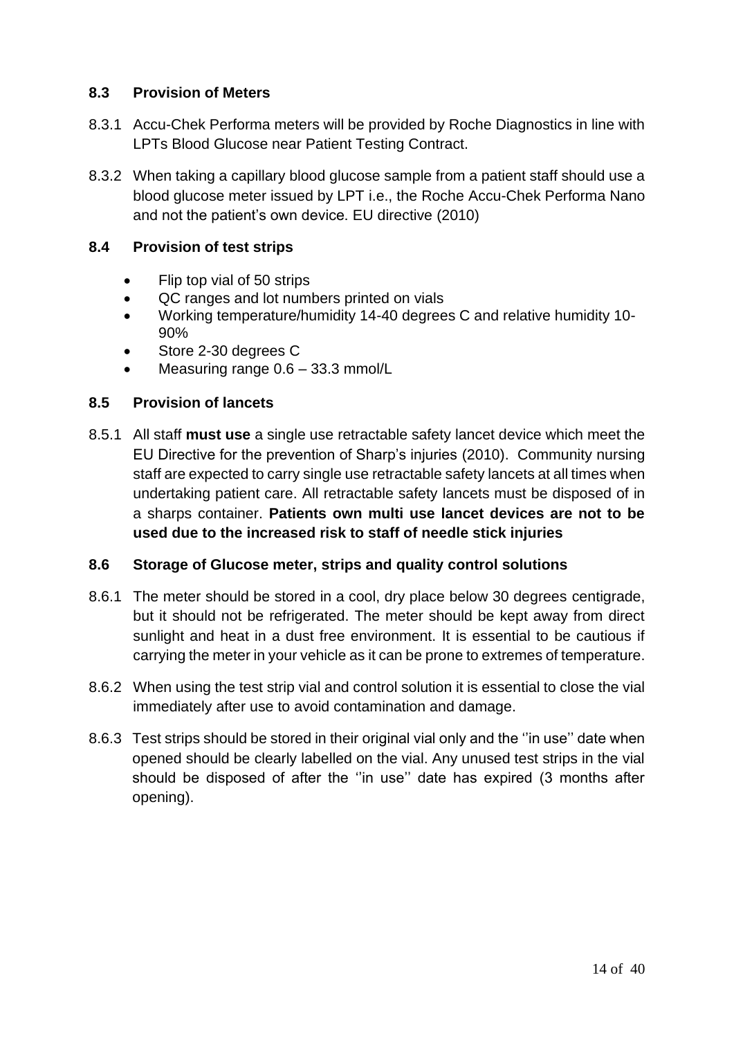### 8.3 Provision of Meters

8.3.1 Accu-Chek Performa meters will be provided by Roche Diagnostics in line with LPTs Blood Glucose near Patient Testing Contract.

8.3.2 When taking a capillary blood glucose sample from a patient staff should use a blood glucose meter issued by LPT i.e., the Roche Accu-Chek Performa Nano and not the patient's own device. EU directive (2010)

### 8.4 Provision of test strips

- Flip top vial of 50 strips
- QC ranges and lot numbers printed on vials
- Working temperature/humidity 14-40 degrees C and relative humidity 10-90%
- Store 2-30 degrees C
- Measuring range 0.6 – 33.3 mmol/L

### 8.5 Provision of lancets

8.5.1 All staff **must use** a single use retractable safety lancet device which meet the EU Directive for the prevention of Sharp's injuries (2010). Community nursing staff are expected to carry single use retractable safety lancets at all times when undertaking patient care. All retractable safety lancets must be disposed of in a sharps container. **Patients own multi use lancet devices are not to be used due to the increased risk to staff of needle stick injuries**

### 8.6 Storage of Glucose meter, strips and quality control solutions

8.6.1 The meter should be stored in a cool, dry place below 30 degrees centigrade, but it should not be refrigerated. The meter should be kept away from direct sunlight and heat in a dust free environment. It is essential to be cautious if carrying the meter in your vehicle as it can be prone to extremes of temperature.

8.6.2 When using the test strip vial and control solution it is essential to close the vial immediately after use to avoid contamination and damage.

8.6.3 Test strips should be stored in their original vial only and the ''in use'' date when opened should be clearly labelled on the vial. Any unused test strips in the vial should be disposed of after the ''in use'' date has expired (3 months after opening).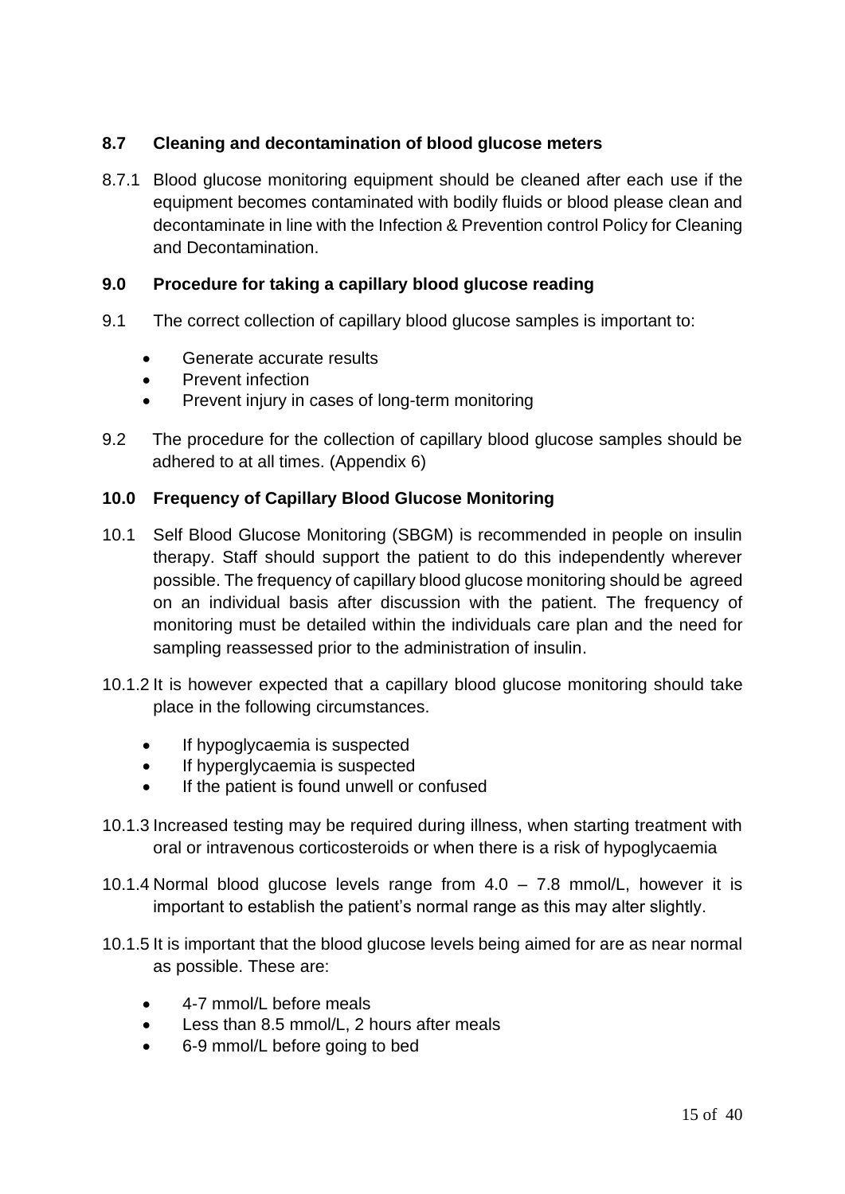### 8.7 Cleaning and decontamination of blood glucose meters

8.7.1 Blood glucose monitoring equipment should be cleaned after each use if the equipment becomes contaminated with bodily fluids or blood please clean and decontaminate in line with the Infection & Prevention control Policy for Cleaning and Decontamination.

## 9.0 Procedure for taking a capillary blood glucose reading

9.1 The correct collection of capillary blood glucose samples is important to:

- Generate accurate results
- Prevent infection
- Prevent injury in cases of long-term monitoring

9.2 The procedure for the collection of capillary blood glucose samples should be adhered to at all times. (Appendix 6)

## 10.0 Frequency of Capillary Blood Glucose Monitoring

10.1 Self Blood Glucose Monitoring (SBGM) is recommended in people on insulin therapy. Staff should support the patient to do this independently wherever possible. The frequency of capillary blood glucose monitoring should be agreed on an individual basis after discussion with the patient. The frequency of monitoring must be detailed within the individuals care plan and the need for sampling reassessed prior to the administration of insulin.

10.1.2 It is however expected that a capillary blood glucose monitoring should take place in the following circumstances.

- If hypoglycaemia is suspected
- If hyperglycaemia is suspected
- If the patient is found unwell or confused

10.1.3 Increased testing may be required during illness, when starting treatment with oral or intravenous corticosteroids or when there is a risk of hypoglycaemia

10.1.4 Normal blood glucose levels range from 4.0 – 7.8 mmol/L, however it is important to establish the patient's normal range as this may alter slightly.

10.1.5 It is important that the blood glucose levels being aimed for are as near normal as possible. These are:

- 4-7 mmol/L before meals
- Less than 8.5 mmol/L, 2 hours after meals
- 6-9 mmol/L before going to bed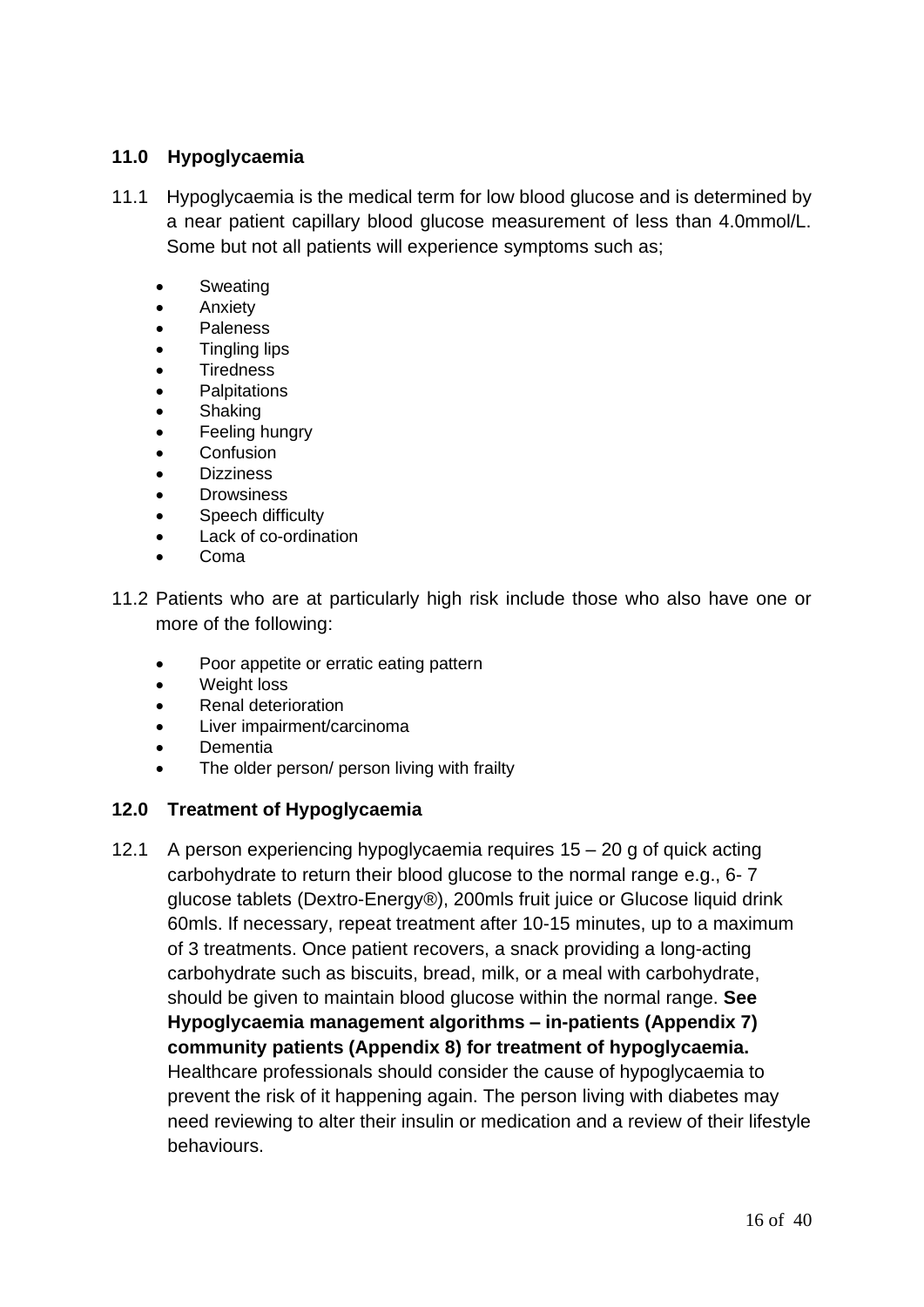## 11.0 Hypoglycaemia

11.1 Hypoglycaemia is the medical term for low blood glucose and is determined by a near patient capillary blood glucose measurement of less than 4.0mmol/L. Some but not all patients will experience symptoms such as;

- Sweating
- Anxiety
- Paleness
- Tingling lips
- Tiredness
- Palpitations
- Shaking
- Feeling hungry
- Confusion
- Dizziness
- Drowsiness
- Speech difficulty
- Lack of co-ordination
- Coma

11.2 Patients who are at particularly high risk include those who also have one or more of the following:

- Poor appetite or erratic eating pattern
- Weight loss
- Renal deterioration
- Liver impairment/carcinoma
- Dementia
- The older person/ person living with frailty

## 12.0 Treatment of Hypoglycaemia

12.1 A person experiencing hypoglycaemia requires 15 – 20 g of quick acting carbohydrate to return their blood glucose to the normal range e.g., 6- 7 glucose tablets (Dextro-Energy®), 200mls fruit juice or Glucose liquid drink 60mls. If necessary, repeat treatment after 10-15 minutes, up to a maximum of 3 treatments. Once patient recovers, a snack providing a long-acting carbohydrate such as biscuits, bread, milk, or a meal with carbohydrate, should be given to maintain blood glucose within the normal range. **See Hypoglycaemia management algorithms – in-patients (Appendix 7) community patients (Appendix 8) for treatment of hypoglycaemia.** Healthcare professionals should consider the cause of hypoglycaemia to prevent the risk of it happening again. The person living with diabetes may need reviewing to alter their insulin or medication and a review of their lifestyle behaviours.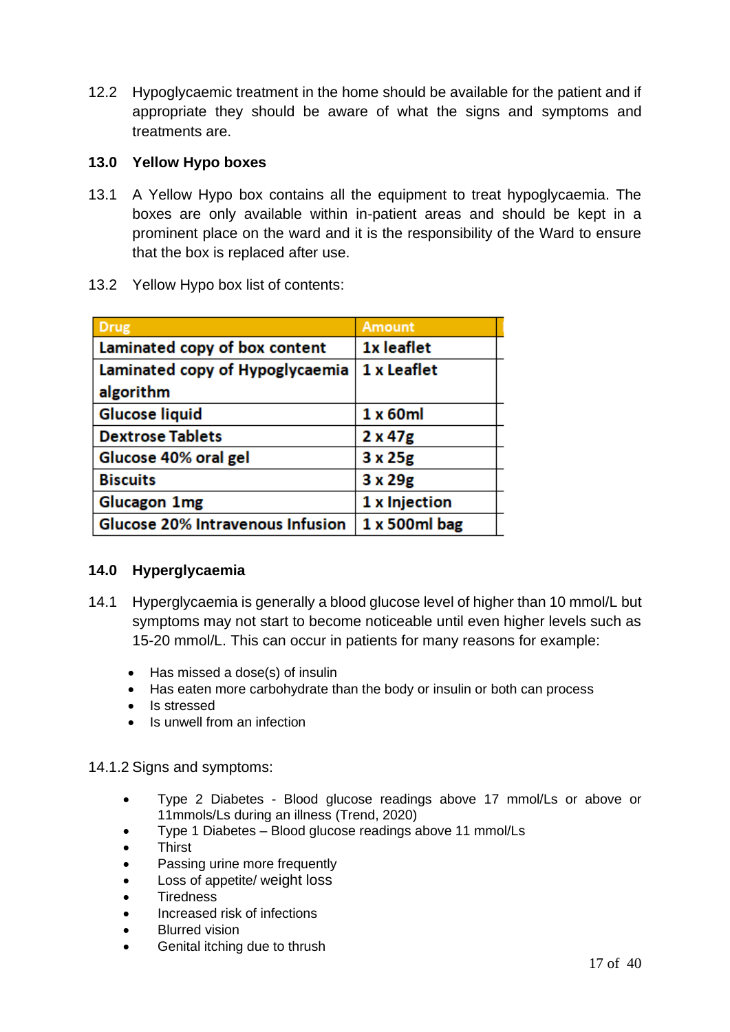12.2 Hypoglycaemic treatment in the home should be available for the patient and if appropriate they should be aware of what the signs and symptoms and treatments are.

## 13.0 Yellow Hypo boxes

13.1 A Yellow Hypo box contains all the equipment to treat hypoglycaemia. The boxes are only available within in-patient areas and should be kept in a prominent place on the ward and it is the responsibility of the Ward to ensure that the box is replaced after use.

13.2 Yellow Hypo box list of contents:

| Drug | Amount |
|---|---|
| Laminated copy of box content | 1x leaflet |
| Laminated copy of Hypoglycaemia algorithm | 1 x Leaflet |
| Glucose liquid | 1 x 60ml |
| Dextrose Tablets | 2 x 47g |
| Glucose 40% oral gel | 3 x 25g |
| Biscuits | 3 x 29g |
| Glucagon 1mg | 1 x Injection |
| Glucose 20% Intravenous Infusion | 1 x 500ml bag |

## 14.0 Hyperglycaemia

14.1 Hyperglycaemia is generally a blood glucose level of higher than 10 mmol/L but symptoms may not start to become noticeable until even higher levels such as 15-20 mmol/L. This can occur in patients for many reasons for example:

- Has missed a dose(s) of insulin
- Has eaten more carbohydrate than the body or insulin or both can process
- Is stressed
- Is unwell from an infection

14.1.2 Signs and symptoms:

- Type 2 Diabetes - Blood glucose readings above 17 mmol/Ls or above or 11mmols/Ls during an illness (Trend, 2020)
- Type 1 Diabetes – Blood glucose readings above 11 mmol/Ls
- Thirst
- Passing urine more frequently
- Loss of appetite/ weight loss
- Tiredness
- Increased risk of infections
- Blurred vision
- Genital itching due to thrush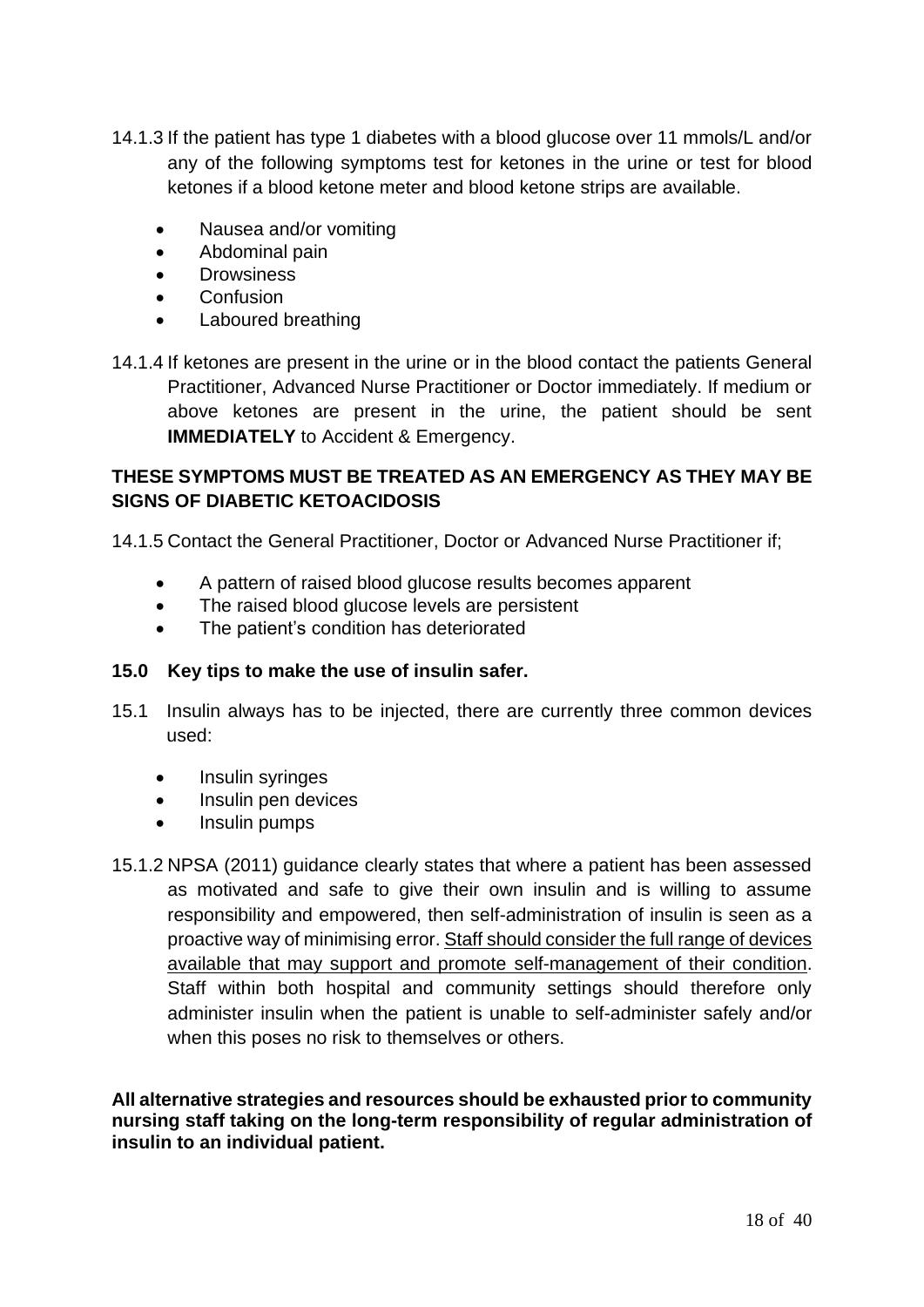14.1.3 If the patient has type 1 diabetes with a blood glucose over 11 mmols/L and/or any of the following symptoms test for ketones in the urine or test for blood ketones if a blood ketone meter and blood ketone strips are available.

- Nausea and/or vomiting
- Abdominal pain
- Drowsiness
- Confusion
- Laboured breathing

14.1.4 If ketones are present in the urine or in the blood contact the patients General Practitioner, Advanced Nurse Practitioner or Doctor immediately. If medium or above ketones are present in the urine, the patient should be sent **IMMEDIATELY** to Accident & Emergency.

**THESE SYMPTOMS MUST BE TREATED AS AN EMERGENCY AS THEY MAY BE SIGNS OF DIABETIC KETOACIDOSIS**

14.1.5 Contact the General Practitioner, Doctor or Advanced Nurse Practitioner if;

- A pattern of raised blood glucose results becomes apparent
- The raised blood glucose levels are persistent
- The patient's condition has deteriorated

## 15.0 Key tips to make the use of insulin safer.

15.1 Insulin always has to be injected, there are currently three common devices used:

- Insulin syringes
- Insulin pen devices
- Insulin pumps

15.1.2 NPSA (2011) guidance clearly states that where a patient has been assessed as motivated and safe to give their own insulin and is willing to assume responsibility and empowered, then self-administration of insulin is seen as a proactive way of minimising error. <u>Staff should consider the full range of devices available that may support and promote self-management of their condition</u>. Staff within both hospital and community settings should therefore only administer insulin when the patient is unable to self-administer safely and/or when this poses no risk to themselves or others.

**All alternative strategies and resources should be exhausted prior to community nursing staff taking on the long-term responsibility of regular administration of insulin to an individual patient.**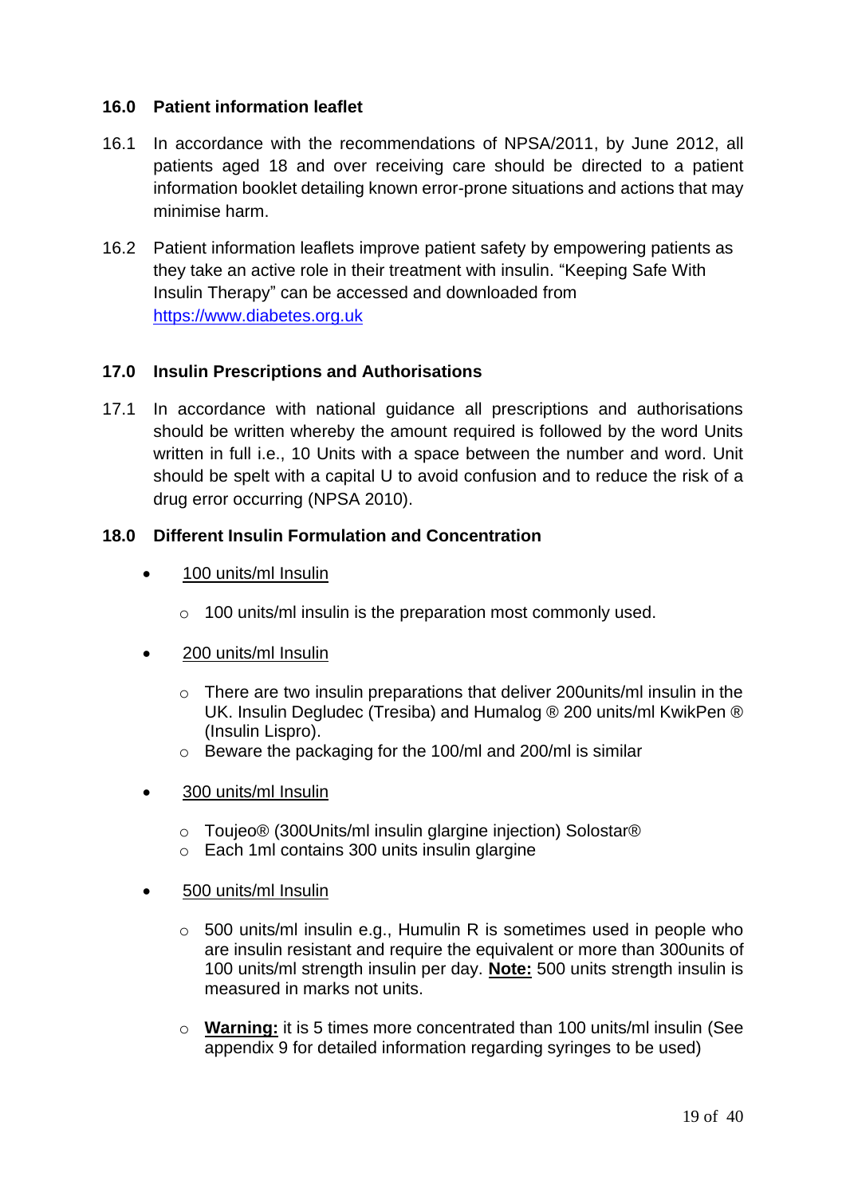## 16.0 Patient information leaflet

16.1 In accordance with the recommendations of NPSA/2011, by June 2012, all patients aged 18 and over receiving care should be directed to a patient information booklet detailing known error-prone situations and actions that may minimise harm.

16.2 Patient information leaflets improve patient safety by empowering patients as they take an active role in their treatment with insulin. “Keeping Safe With Insulin Therapy” can be accessed and downloaded from [https://www.diabetes.org.uk](https://www.diabetes.org.uk)

## 17.0 Insulin Prescriptions and Authorisations

17.1 In accordance with national guidance all prescriptions and authorisations should be written whereby the amount required is followed by the word Units written in full i.e., 10 Units with a space between the number and word. Unit should be spelt with a capital U to avoid confusion and to reduce the risk of a drug error occurring (NPSA 2010).

## 18.0 Different Insulin Formulation and Concentration

- 100 units/ml Insulin
  - 100 units/ml insulin is the preparation most commonly used.
- 200 units/ml Insulin
  - There are two insulin preparations that deliver 200units/ml insulin in the UK. Insulin Degludec (Tresiba) and Humalog ® 200 units/ml KwikPen ® (Insulin Lispro).
  - Beware the packaging for the 100/ml and 200/ml is similar
- 300 units/ml Insulin
  - Toujeo® (300Units/ml insulin glargine injection) Solostar®
  - Each 1ml contains 300 units insulin glargine
- 500 units/ml Insulin
  - 500 units/ml insulin e.g., Humulin R is sometimes used in people who are insulin resistant and require the equivalent or more than 300units of 100 units/ml strength insulin per day. **Note:** 500 units strength insulin is measured in marks not units.
  - **Warning:** it is 5 times more concentrated than 100 units/ml insulin (See appendix 9 for detailed information regarding syringes to be used)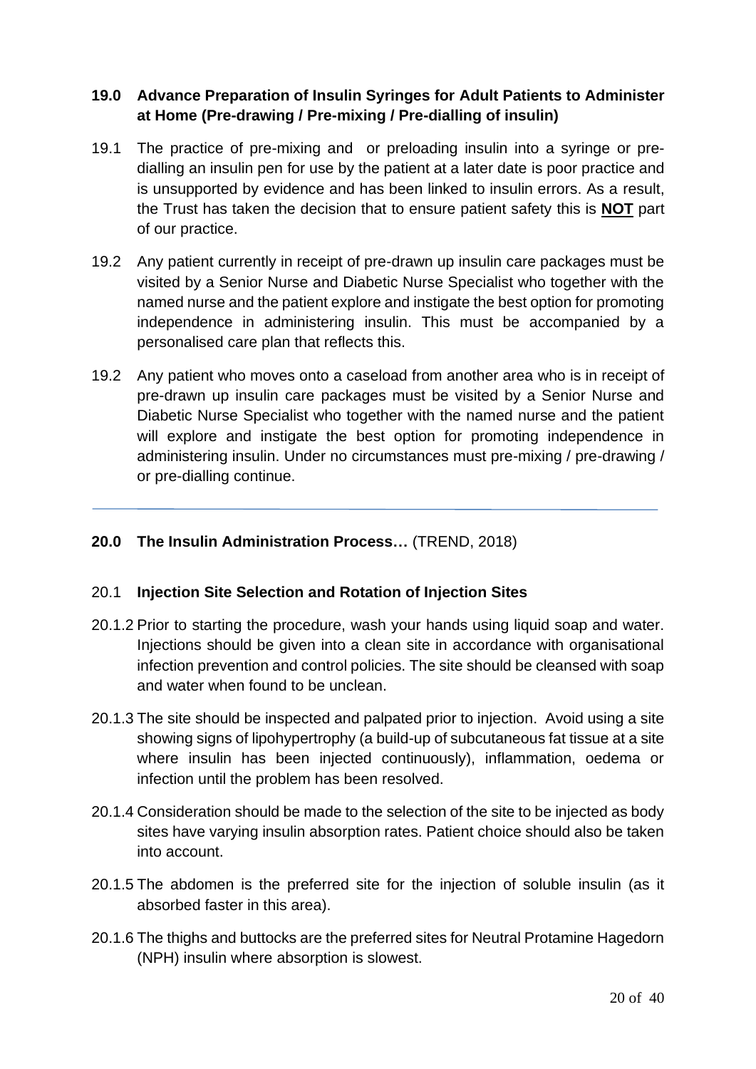## 19.0 Advance Preparation of Insulin Syringes for Adult Patients to Administer at Home (Pre-drawing / Pre-mixing / Pre-dialling of insulin)

19.1 The practice of pre-mixing and or preloading insulin into a syringe or pre-dialling an insulin pen for use by the patient at a later date is poor practice and is unsupported by evidence and has been linked to insulin errors. As a result, the Trust has taken the decision that to ensure patient safety this is **NOT** part of our practice.

19.2 Any patient currently in receipt of pre-drawn up insulin care packages must be visited by a Senior Nurse and Diabetic Nurse Specialist who together with the named nurse and the patient explore and instigate the best option for promoting independence in administering insulin. This must be accompanied by a personalised care plan that reflects this.

19.2 Any patient who moves onto a caseload from another area who is in receipt of pre-drawn up insulin care packages must be visited by a Senior Nurse and Diabetic Nurse Specialist who together with the named nurse and the patient will explore and instigate the best option for promoting independence in administering insulin. Under no circumstances must pre-mixing / pre-drawing / or pre-dialling continue.

---

## 20.0 The Insulin Administration Process… (TREND, 2018)

### 20.1 Injection Site Selection and Rotation of Injection Sites

20.1.2 Prior to starting the procedure, wash your hands using liquid soap and water. Injections should be given into a clean site in accordance with organisational infection prevention and control policies. The site should be cleansed with soap and water when found to be unclean.

20.1.3 The site should be inspected and palpated prior to injection. Avoid using a site showing signs of lipohypertrophy (a build-up of subcutaneous fat tissue at a site where insulin has been injected continuously), inflammation, oedema or infection until the problem has been resolved.

20.1.4 Consideration should be made to the selection of the site to be injected as body sites have varying insulin absorption rates. Patient choice should also be taken into account.

20.1.5 The abdomen is the preferred site for the injection of soluble insulin (as it absorbed faster in this area).

20.1.6 The thighs and buttocks are the preferred sites for Neutral Protamine Hagedorn (NPH) insulin where absorption is slowest.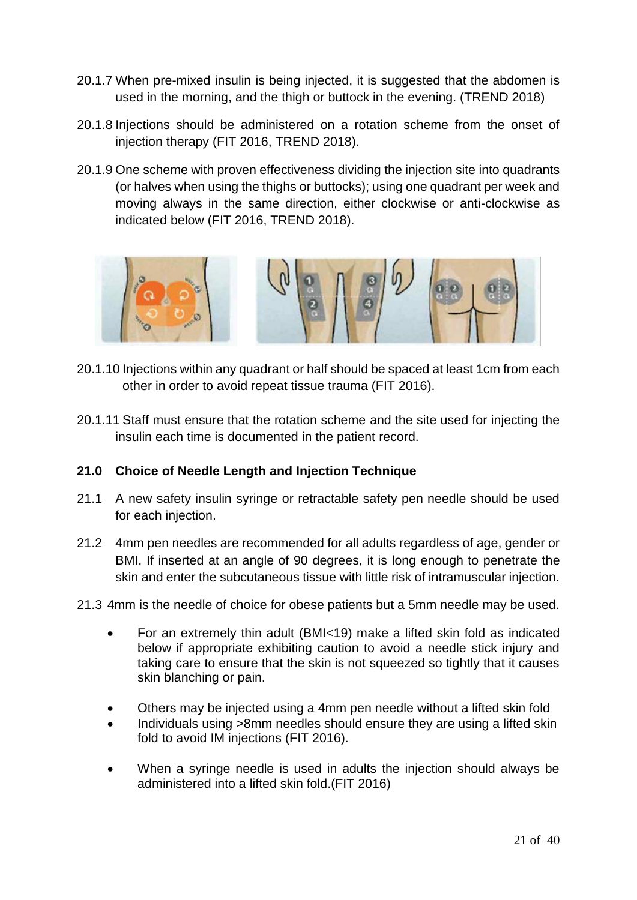20.1.7 When pre-mixed insulin is being injected, it is suggested that the abdomen is used in the morning, and the thigh or buttock in the evening. (TREND 2018)

20.1.8 Injections should be administered on a rotation scheme from the onset of injection therapy (FIT 2016, TREND 2018).

20.1.9 One scheme with proven effectiveness dividing the injection site into quadrants (or halves when using the thighs or buttocks); using one quadrant per week and moving always in the same direction, either clockwise or anti-clockwise as indicated below (FIT 2016, TREND 2018).

20.1.10 Injections within any quadrant or half should be spaced at least 1cm from each other in order to avoid repeat tissue trauma (FIT 2016).

20.1.11 Staff must ensure that the rotation scheme and the site used for injecting the insulin each time is documented in the patient record.

## 21.0 Choice of Needle Length and Injection Technique

21.1 A new safety insulin syringe or retractable safety pen needle should be used for each injection.

21.2 4mm pen needles are recommended for all adults regardless of age, gender or BMI. If inserted at an angle of 90 degrees, it is long enough to penetrate the skin and enter the subcutaneous tissue with little risk of intramuscular injection.

21.3 4mm is the needle of choice for obese patients but a 5mm needle may be used.

- For an extremely thin adult (BMI<19) make a lifted skin fold as indicated below if appropriate exhibiting caution to avoid a needle stick injury and taking care to ensure that the skin is not squeezed so tightly that it causes skin blanching or pain.
- Others may be injected using a 4mm pen needle without a lifted skin fold
- Individuals using >8mm needles should ensure they are using a lifted skin fold to avoid IM injections (FIT 2016).
- When a syringe needle is used in adults the injection should always be administered into a lifted skin fold.(FIT 2016)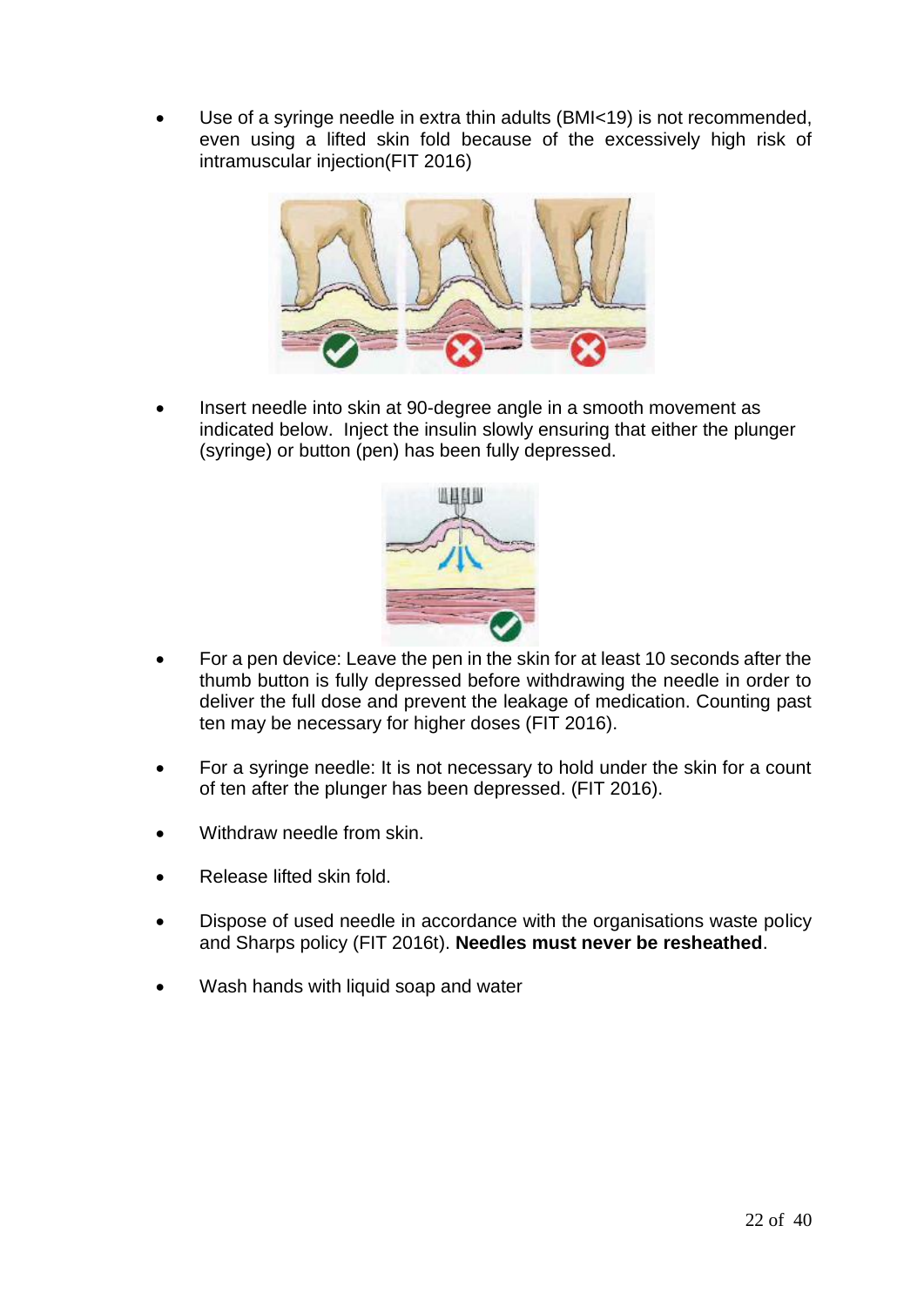- Use of a syringe needle in extra thin adults (BMI<19) is not recommended, even using a lifted skin fold because of the excessively high risk of intramuscular injection(FIT 2016)

- Insert needle into skin at 90-degree angle in a smooth movement as indicated below. Inject the insulin slowly ensuring that either the plunger (syringe) or button (pen) has been fully depressed.

- For a pen device: Leave the pen in the skin for at least 10 seconds after the thumb button is fully depressed before withdrawing the needle in order to deliver the full dose and prevent the leakage of medication. Counting past ten may be necessary for higher doses (FIT 2016).

- For a syringe needle: It is not necessary to hold under the skin for a count of ten after the plunger has been depressed. (FIT 2016).

- Withdraw needle from skin.

- Release lifted skin fold.

- Dispose of used needle in accordance with the organisations waste policy and Sharps policy (FIT 2016t). **Needles must never be resheathed**.

- Wash hands with liquid soap and water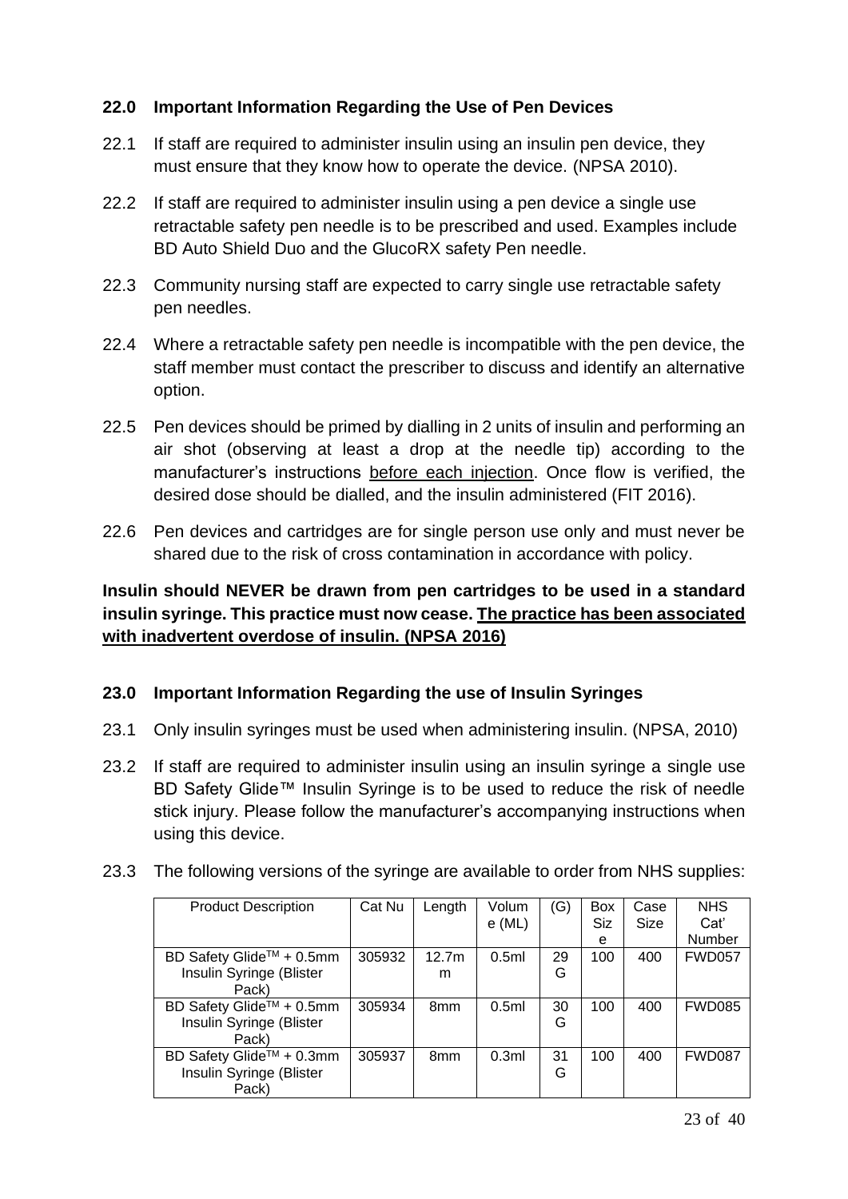## 22.0 Important Information Regarding the Use of Pen Devices

22.1 If staff are required to administer insulin using an insulin pen device, they must ensure that they know how to operate the device. (NPSA 2010).

22.2 If staff are required to administer insulin using a pen device a single use retractable safety pen needle is to be prescribed and used. Examples include BD Auto Shield Duo and the GlucoRX safety Pen needle.

22.3 Community nursing staff are expected to carry single use retractable safety pen needles.

22.4 Where a retractable safety pen needle is incompatible with the pen device, the staff member must contact the prescriber to discuss and identify an alternative option.

22.5 Pen devices should be primed by dialling in 2 units of insulin and performing an air shot (observing at least a drop at the needle tip) according to the manufacturer's instructions <u>before each injection</u>. Once flow is verified, the desired dose should be dialled, and the insulin administered (FIT 2016).

22.6 Pen devices and cartridges are for single person use only and must never be shared due to the risk of cross contamination in accordance with policy.

**Insulin should NEVER be drawn from pen cartridges to be used in a standard insulin syringe. This practice must now cease. <u>The practice has been associated with inadvertent overdose of insulin. (NPSA 2016)</u>**

## 23.0 Important Information Regarding the use of Insulin Syringes

23.1 Only insulin syringes must be used when administering insulin. (NPSA, 2010)

23.2 If staff are required to administer insulin using an insulin syringe a single use BD Safety Glide™ Insulin Syringe is to be used to reduce the risk of needle stick injury. Please follow the manufacturer's accompanying instructions when using this device.

23.3 The following versions of the syringe are available to order from NHS supplies:

| Product Description | Cat Nu | Length | Volume (ML) | (G) | Box Size | Case Size | NHS Cat' Number |
|---|---|---|---|---|---|---|---|
| BD Safety Glide™ + 0.5mm Insulin Syringe (Blister Pack) | 305932 | 12.7mm | 0.5ml | 29G | 100 | 400 | FWD057 |
| BD Safety Glide™ + 0.5mm Insulin Syringe (Blister Pack) | 305934 | 8mm | 0.5ml | 30G | 100 | 400 | FWD085 |
| BD Safety Glide™ + 0.3mm Insulin Syringe (Blister Pack) | 305937 | 8mm | 0.3ml | 31G | 100 | 400 | FWD087 |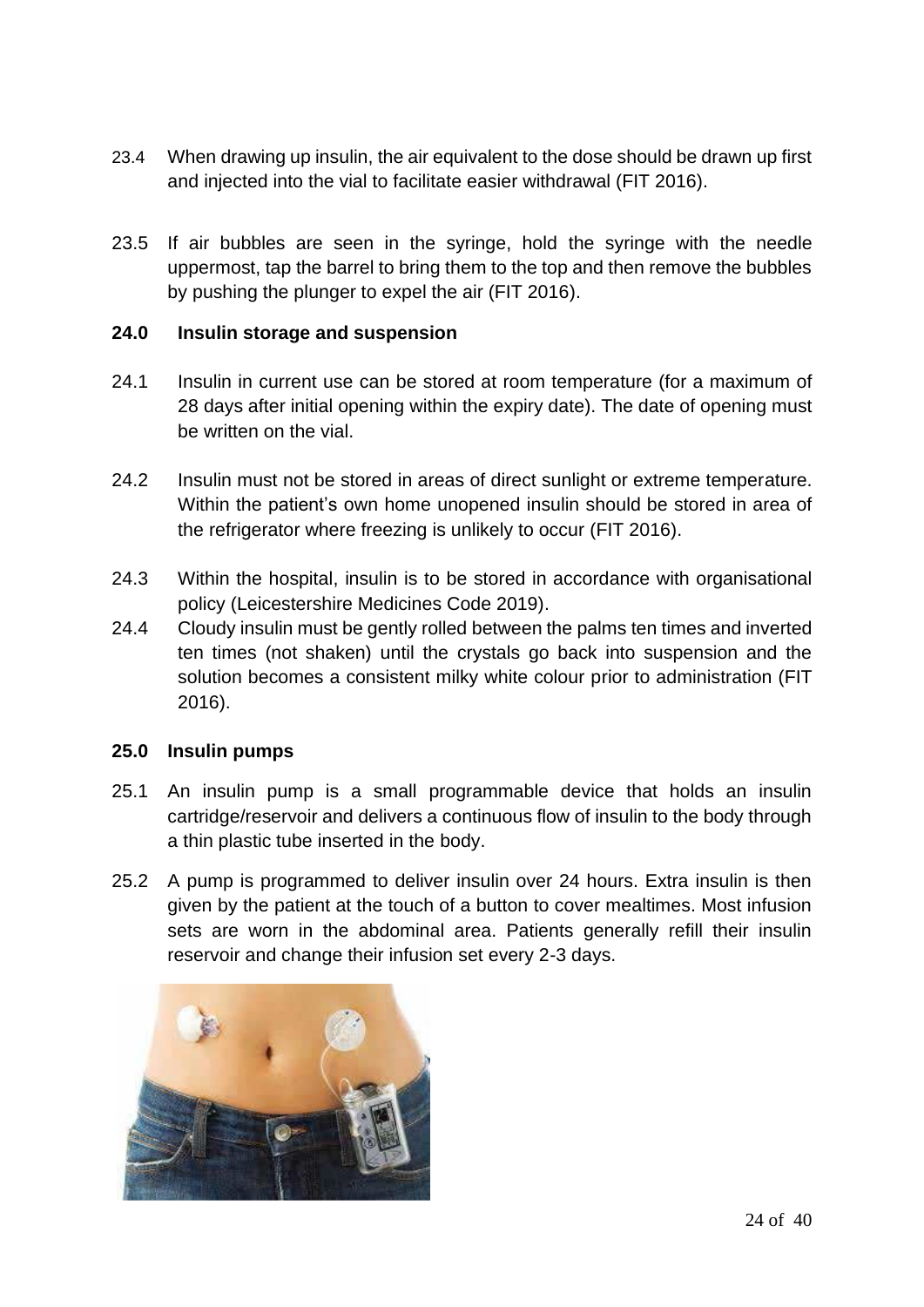23.4 When drawing up insulin, the air equivalent to the dose should be drawn up first and injected into the vial to facilitate easier withdrawal (FIT 2016).

23.5 If air bubbles are seen in the syringe, hold the syringe with the needle uppermost, tap the barrel to bring them to the top and then remove the bubbles by pushing the plunger to expel the air (FIT 2016).

## 24.0 Insulin storage and suspension

24.1 Insulin in current use can be stored at room temperature (for a maximum of 28 days after initial opening within the expiry date). The date of opening must be written on the vial.

24.2 Insulin must not be stored in areas of direct sunlight or extreme temperature. Within the patient's own home unopened insulin should be stored in area of the refrigerator where freezing is unlikely to occur (FIT 2016).

24.3 Within the hospital, insulin is to be stored in accordance with organisational policy (Leicestershire Medicines Code 2019).

24.4 Cloudy insulin must be gently rolled between the palms ten times and inverted ten times (not shaken) until the crystals go back into suspension and the solution becomes a consistent milky white colour prior to administration (FIT 2016).

## 25.0 Insulin pumps

25.1 An insulin pump is a small programmable device that holds an insulin cartridge/reservoir and delivers a continuous flow of insulin to the body through a thin plastic tube inserted in the body.

25.2 A pump is programmed to deliver insulin over 24 hours. Extra insulin is then given by the patient at the touch of a button to cover mealtimes. Most infusion sets are worn in the abdominal area. Patients generally refill their insulin reservoir and change their infusion set every 2-3 days.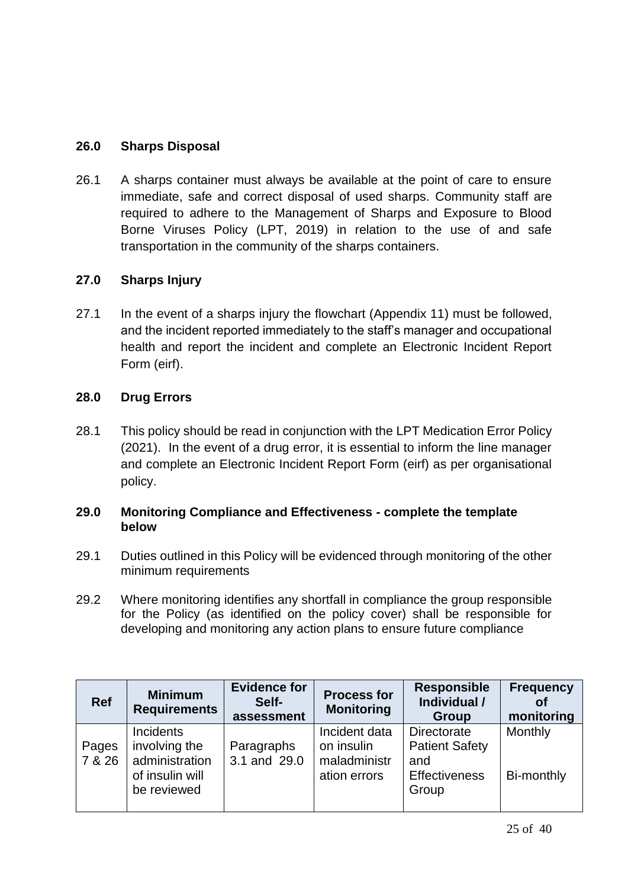## 26.0 Sharps Disposal

26.1 A sharps container must always be available at the point of care to ensure immediate, safe and correct disposal of used sharps. Community staff are required to adhere to the Management of Sharps and Exposure to Blood Borne Viruses Policy (LPT, 2019) in relation to the use of and safe transportation in the community of the sharps containers.

## 27.0 Sharps Injury

27.1 In the event of a sharps injury the flowchart (Appendix 11) must be followed, and the incident reported immediately to the staff's manager and occupational health and report the incident and complete an Electronic Incident Report Form (eirf).

## 28.0 Drug Errors

28.1 This policy should be read in conjunction with the LPT Medication Error Policy (2021). In the event of a drug error, it is essential to inform the line manager and complete an Electronic Incident Report Form (eirf) as per organisational policy.

## 29.0 Monitoring Compliance and Effectiveness - complete the template below

29.1 Duties outlined in this Policy will be evidenced through monitoring of the other minimum requirements

29.2 Where monitoring identifies any shortfall in compliance the group responsible for the Policy (as identified on the policy cover) shall be responsible for developing and monitoring any action plans to ensure future compliance

| Ref | Minimum Requirements | Evidence for Self-assessment | Process for Monitoring | Responsible Individual / Group | Frequency of monitoring |
|---|---|---|---|---|---|
| Pages 7 & 26 | Incidents involving the administration of insulin will be reviewed | Paragraphs 3.1 and 29.0 | Incident data on insulin maladministration errors | Directorate Patient Safety and Effectiveness Group | Monthly<br><br>Bi-monthly |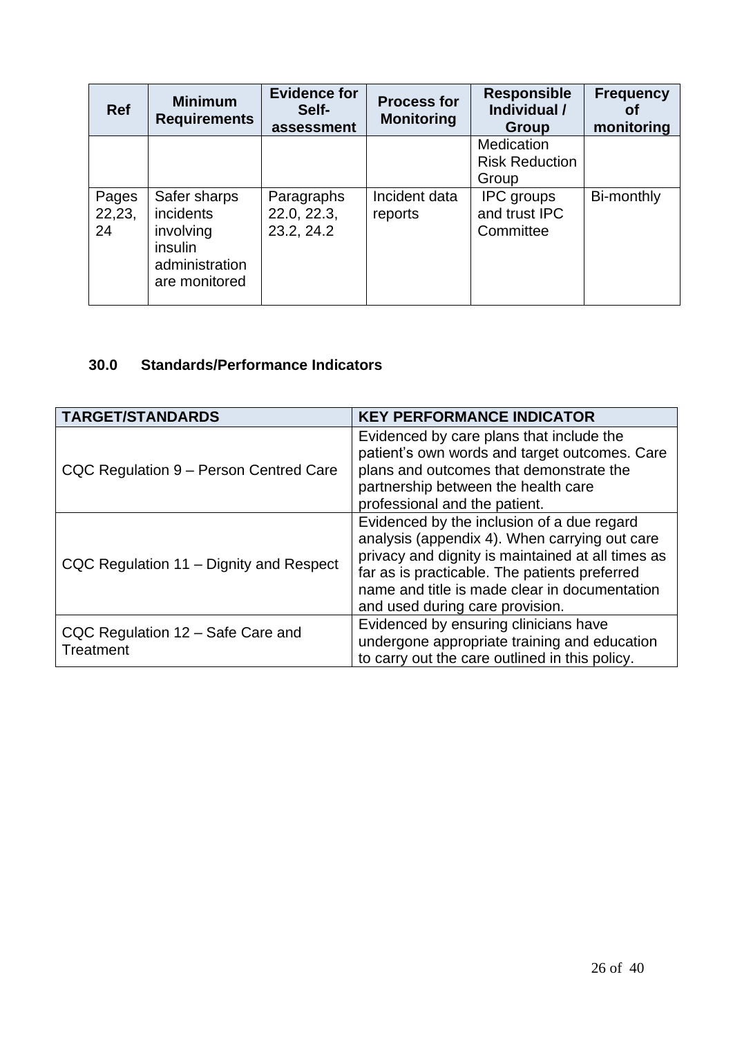| Ref | Minimum Requirements | Evidence for Self-assessment | Process for Monitoring | Responsible Individual / Group | Frequency of monitoring |
|---|---|---|---|---|---|
| | | | | Medication Risk Reduction Group | |
| Pages 22,23, 24 | Safer sharps incidents involving insulin administration are monitored | Paragraphs 22.0, 22.3, 23.2, 24.2 | Incident data reports | IPC groups and trust IPC Committee | Bi-monthly |

## 30.0 Standards/Performance Indicators

| TARGET/STANDARDS | KEY PERFORMANCE INDICATOR |
|---|---|
| CQC Regulation 9 – Person Centred Care | Evidenced by care plans that include the patient's own words and target outcomes. Care plans and outcomes that demonstrate the partnership between the health care professional and the patient. |
| CQC Regulation 11 – Dignity and Respect | Evidenced by the inclusion of a due regard analysis (appendix 4). When carrying out care privacy and dignity is maintained at all times as far as is practicable. The patients preferred name and title is made clear in documentation and used during care provision. |
| CQC Regulation 12 – Safe Care and Treatment | Evidenced by ensuring clinicians have undergone appropriate training and education to carry out the care outlined in this policy. |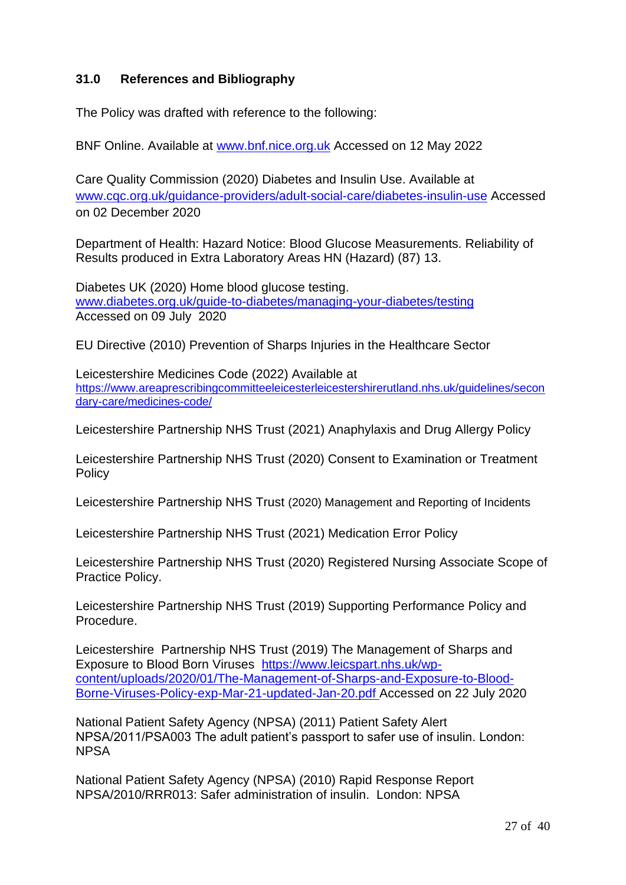## 31.0 References and Bibliography

The Policy was drafted with reference to the following:

BNF Online. Available at www.bnf.nice.org.uk Accessed on 12 May 2022

Care Quality Commission (2020) Diabetes and Insulin Use. Available at www.cqc.org.uk/guidance-providers/adult-social-care/diabetes-insulin-use Accessed on 02 December 2020

Department of Health: Hazard Notice: Blood Glucose Measurements. Reliability of Results produced in Extra Laboratory Areas HN (Hazard) (87) 13.

Diabetes UK (2020) Home blood glucose testing. www.diabetes.org.uk/guide-to-diabetes/managing-your-diabetes/testing Accessed on 09 July 2020

EU Directive (2010) Prevention of Sharps Injuries in the Healthcare Sector

Leicestershire Medicines Code (2022) Available at https://www.areaprescribingcommitteeleicesterleicestershirerutland.nhs.uk/guidelines/secondary-care/medicines-code/

Leicestershire Partnership NHS Trust (2021) Anaphylaxis and Drug Allergy Policy

Leicestershire Partnership NHS Trust (2020) Consent to Examination or Treatment Policy

Leicestershire Partnership NHS Trust (2020) Management and Reporting of Incidents

Leicestershire Partnership NHS Trust (2021) Medication Error Policy

Leicestershire Partnership NHS Trust (2020) Registered Nursing Associate Scope of Practice Policy.

Leicestershire Partnership NHS Trust (2019) Supporting Performance Policy and Procedure.

Leicestershire Partnership NHS Trust (2019) The Management of Sharps and Exposure to Blood Born Viruses https://www.leicspart.nhs.uk/wp-content/uploads/2020/01/The-Management-of-Sharps-and-Exposure-to-Blood-Borne-Viruses-Policy-exp-Mar-21-updated-Jan-20.pdf Accessed on 22 July 2020

National Patient Safety Agency (NPSA) (2011) Patient Safety Alert NPSA/2011/PSA003 The adult patient's passport to safer use of insulin. London: NPSA

National Patient Safety Agency (NPSA) (2010) Rapid Response Report NPSA/2010/RRR013: Safer administration of insulin. London: NPSA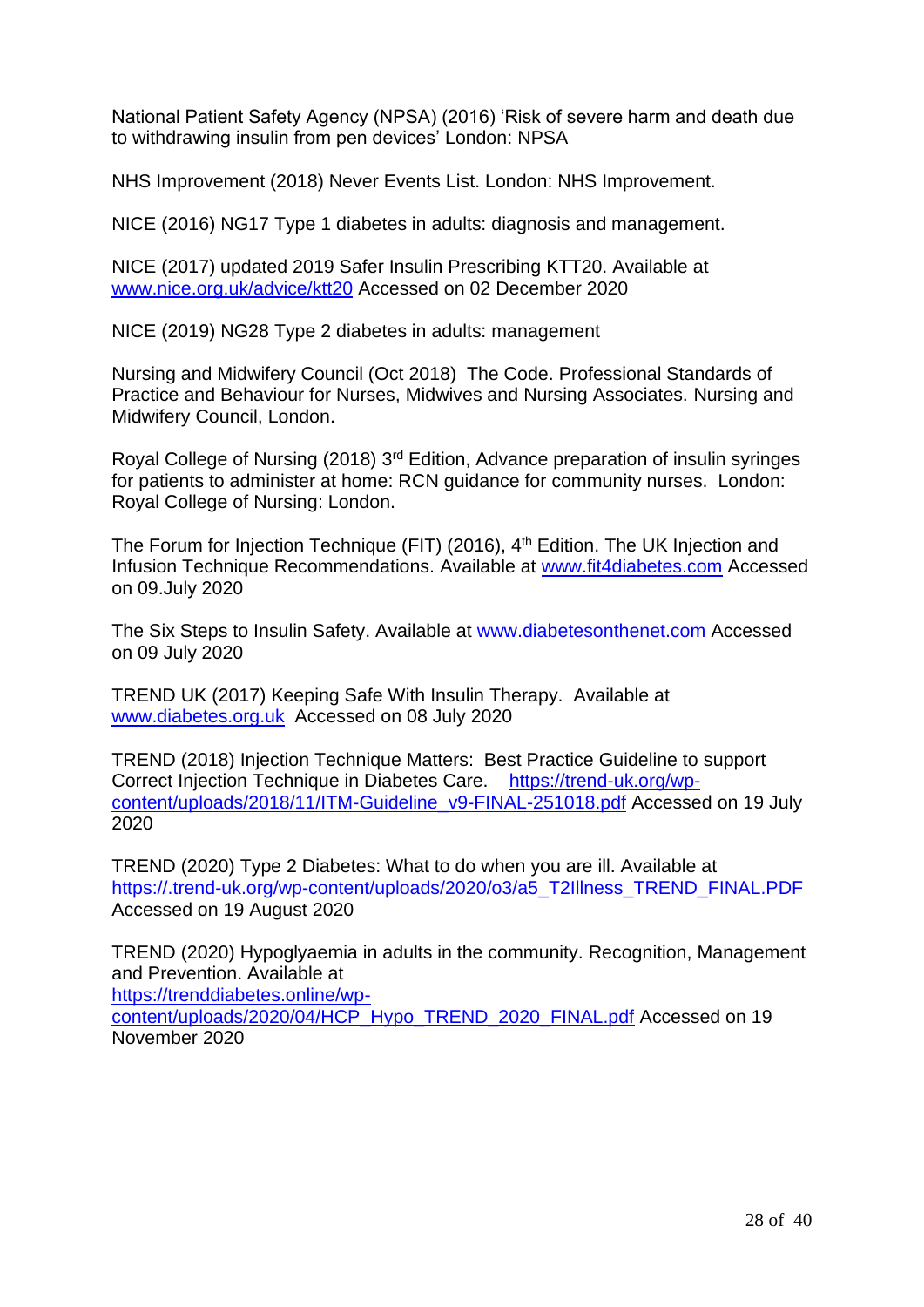National Patient Safety Agency (NPSA) (2016) 'Risk of severe harm and death due to withdrawing insulin from pen devices' London: NPSA

NHS Improvement (2018) Never Events List. London: NHS Improvement.

NICE (2016) NG17 Type 1 diabetes in adults: diagnosis and management.

NICE (2017) updated 2019 Safer Insulin Prescribing KTT20. Available at www.nice.org.uk/advice/ktt20 Accessed on 02 December 2020

NICE (2019) NG28 Type 2 diabetes in adults: management

Nursing and Midwifery Council (Oct 2018) The Code. Professional Standards of Practice and Behaviour for Nurses, Midwives and Nursing Associates. Nursing and Midwifery Council, London.

Royal College of Nursing (2018) 3rd Edition, Advance preparation of insulin syringes for patients to administer at home: RCN guidance for community nurses. London: Royal College of Nursing: London.

The Forum for Injection Technique (FIT) (2016), 4th Edition. The UK Injection and Infusion Technique Recommendations. Available at www.fit4diabetes.com Accessed on 09.July 2020

The Six Steps to Insulin Safety. Available at www.diabetesonthenet.com Accessed on 09 July 2020

TREND UK (2017) Keeping Safe With Insulin Therapy. Available at www.diabetes.org.uk Accessed on 08 July 2020

TREND (2018) Injection Technique Matters: Best Practice Guideline to support Correct Injection Technique in Diabetes Care. https://trend-uk.org/wp-content/uploads/2018/11/ITM-Guideline_v9-FINAL-251018.pdf Accessed on 19 July 2020

TREND (2020) Type 2 Diabetes: What to do when you are ill. Available at https://.trend-uk.org/wp-content/uploads/2020/o3/a5_T2Illness_TREND_FINAL.PDF Accessed on 19 August 2020

TREND (2020) Hypoglyaemia in adults in the community. Recognition, Management and Prevention. Available at https://trenddiabetes.online/wp-content/uploads/2020/04/HCP_Hypo_TREND_2020_FINAL.pdf Accessed on 19 November 2020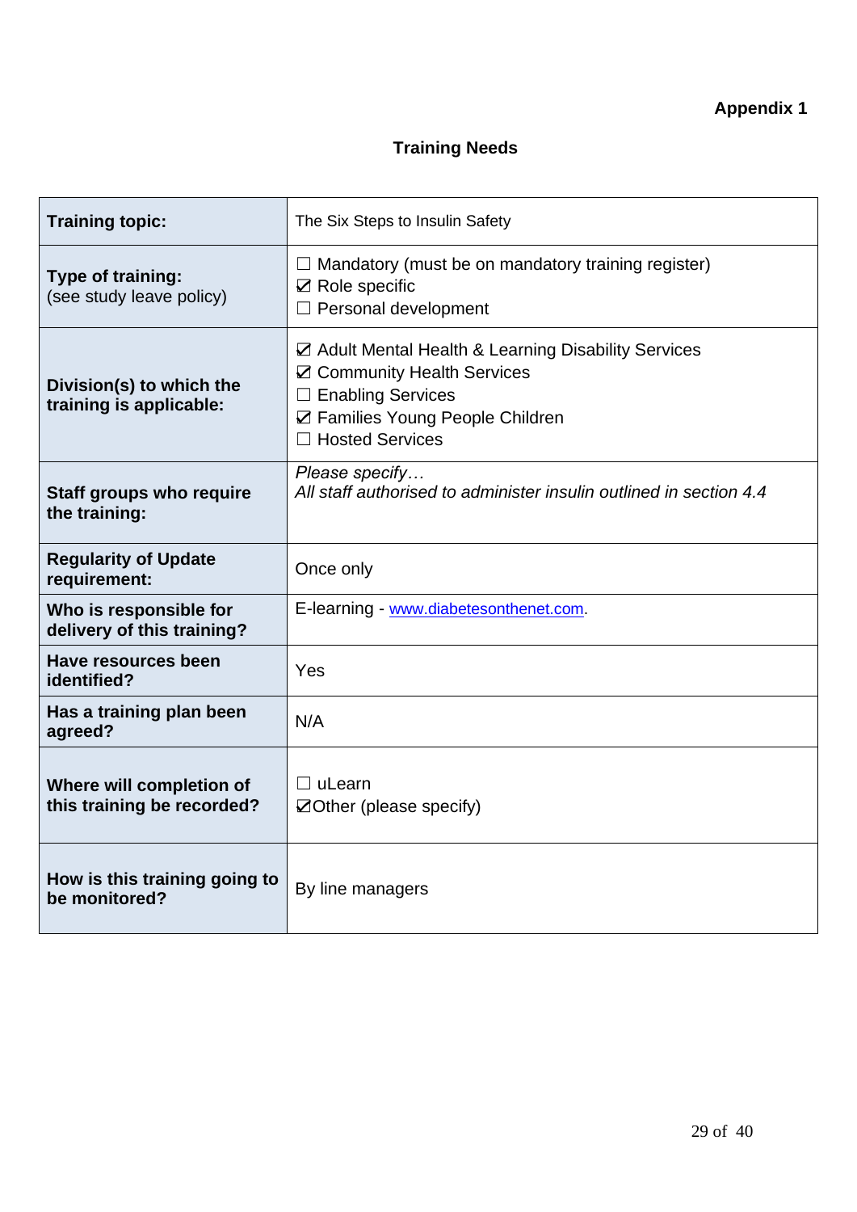**Appendix 1**

## Training Needs

| **Training topic:** | The Six Steps to Insulin Safety |
|---|---|
| **Type of training:** (see study leave policy) | ☐ Mandatory (must be on mandatory training register)<br>☑ Role specific<br>☐ Personal development |
| **Division(s) to which the training is applicable:** | ☑ Adult Mental Health & Learning Disability Services<br>☑ Community Health Services<br>☐ Enabling Services<br>☑ Families Young People Children<br>☐ Hosted Services |
| **Staff groups who require the training:** | *Please specify…*<br>*All staff authorised to administer insulin outlined in section 4.4* |
| **Regularity of Update requirement:** | Once only |
| **Who is responsible for delivery of this training?** | E-learning - www.diabetesonthenet.com. |
| **Have resources been identified?** | Yes |
| **Has a training plan been agreed?** | N/A |
| **Where will completion of this training be recorded?** | ☐ uLearn<br>☑Other (please specify) |
| **How is this training going to be monitored?** | By line managers |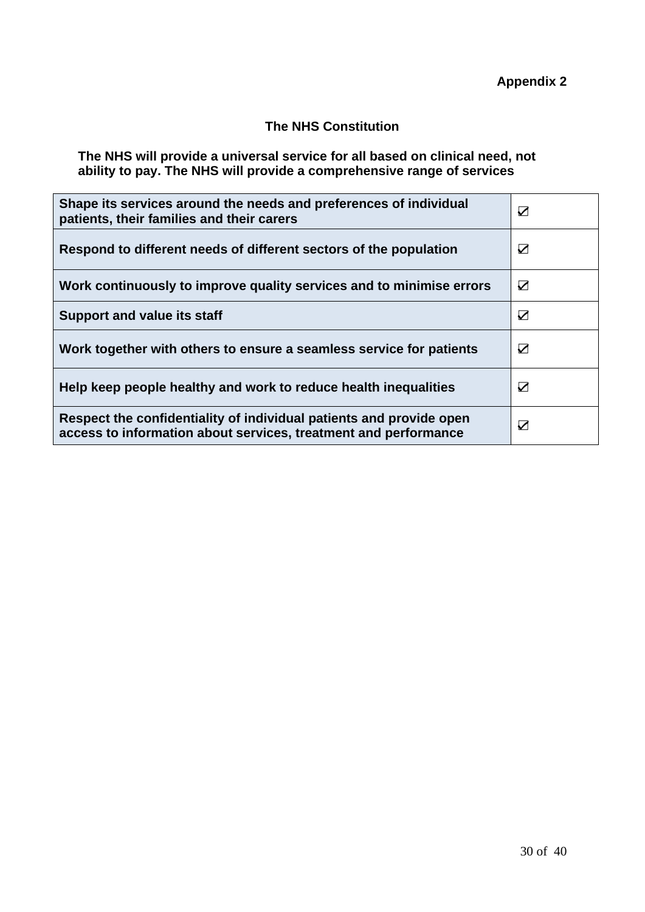**Appendix 2**

## The NHS Constitution

**The NHS will provide a universal service for all based on clinical need, not ability to pay. The NHS will provide a comprehensive range of services**

| | |
|---|---|
| **Shape its services around the needs and preferences of individual patients, their families and their carers** | ☑ |
| **Respond to different needs of different sectors of the population** | ☑ |
| **Work continuously to improve quality services and to minimise errors** | ☑ |
| **Support and value its staff** | ☑ |
| **Work together with others to ensure a seamless service for patients** | ☑ |
| **Help keep people healthy and work to reduce health inequalities** | ☑ |
| **Respect the confidentiality of individual patients and provide open access to information about services, treatment and performance** | ☑ |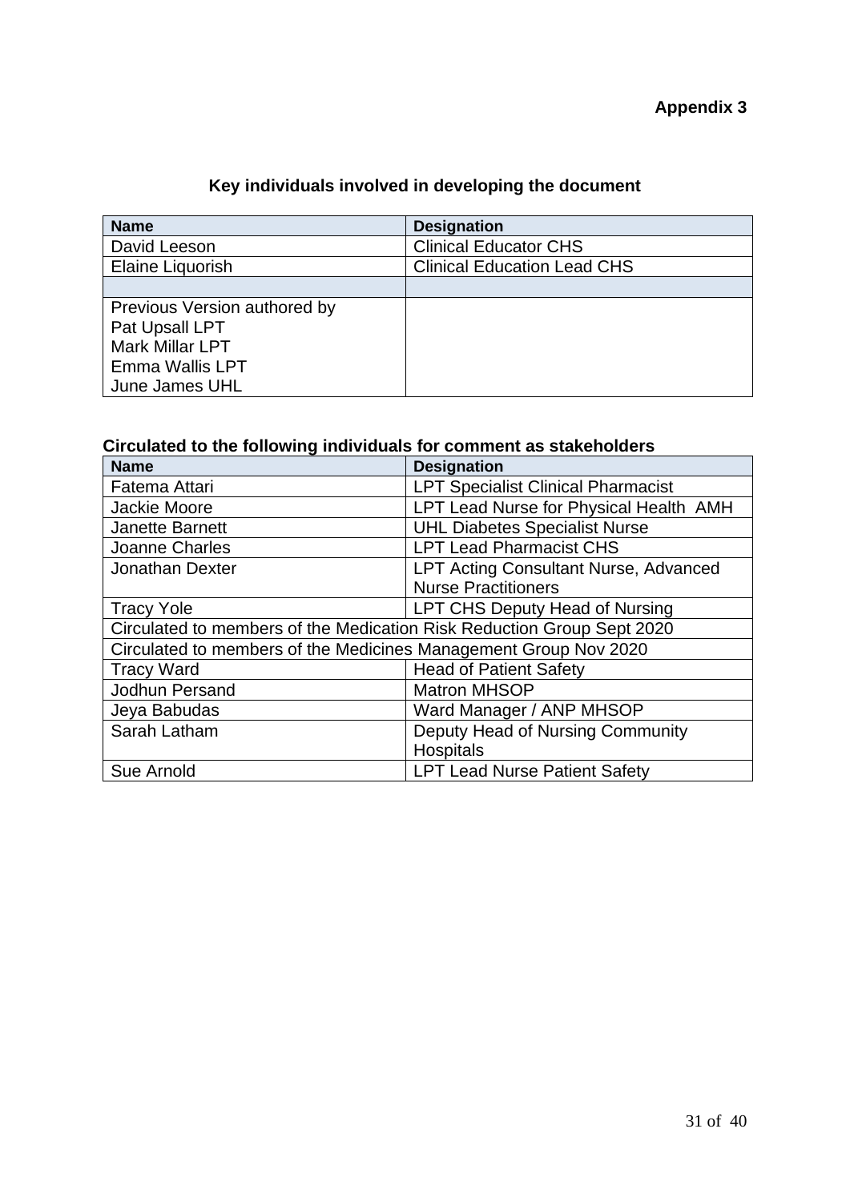**Appendix 3**

## Key individuals involved in developing the document

| Name | Designation |
| --- | --- |
| David Leeson | Clinical Educator CHS |
| Elaine Liquorish | Clinical Education Lead CHS |
| | |
| Previous Version authored by<br>Pat Upsall LPT<br>Mark Millar LPT<br>Emma Wallis LPT<br>June James UHL | |

## Circulated to the following individuals for comment as stakeholders

| Name | Designation |
| --- | --- |
| Fatema Attari | LPT Specialist Clinical Pharmacist |
| Jackie Moore | LPT Lead Nurse for Physical Health AMH |
| Janette Barnett | UHL Diabetes Specialist Nurse |
| Joanne Charles | LPT Lead Pharmacist CHS |
| Jonathan Dexter | LPT Acting Consultant Nurse, Advanced Nurse Practitioners |
| Tracy Yole | LPT CHS Deputy Head of Nursing |
| Circulated to members of the Medication Risk Reduction Group Sept 2020 | |
| Circulated to members of the Medicines Management Group Nov 2020 | |
| Tracy Ward | Head of Patient Safety |
| Jodhun Persand | Matron MHSOP |
| Jeya Babudas | Ward Manager / ANP MHSOP |
| Sarah Latham | Deputy Head of Nursing Community Hospitals |
| Sue Arnold | LPT Lead Nurse Patient Safety |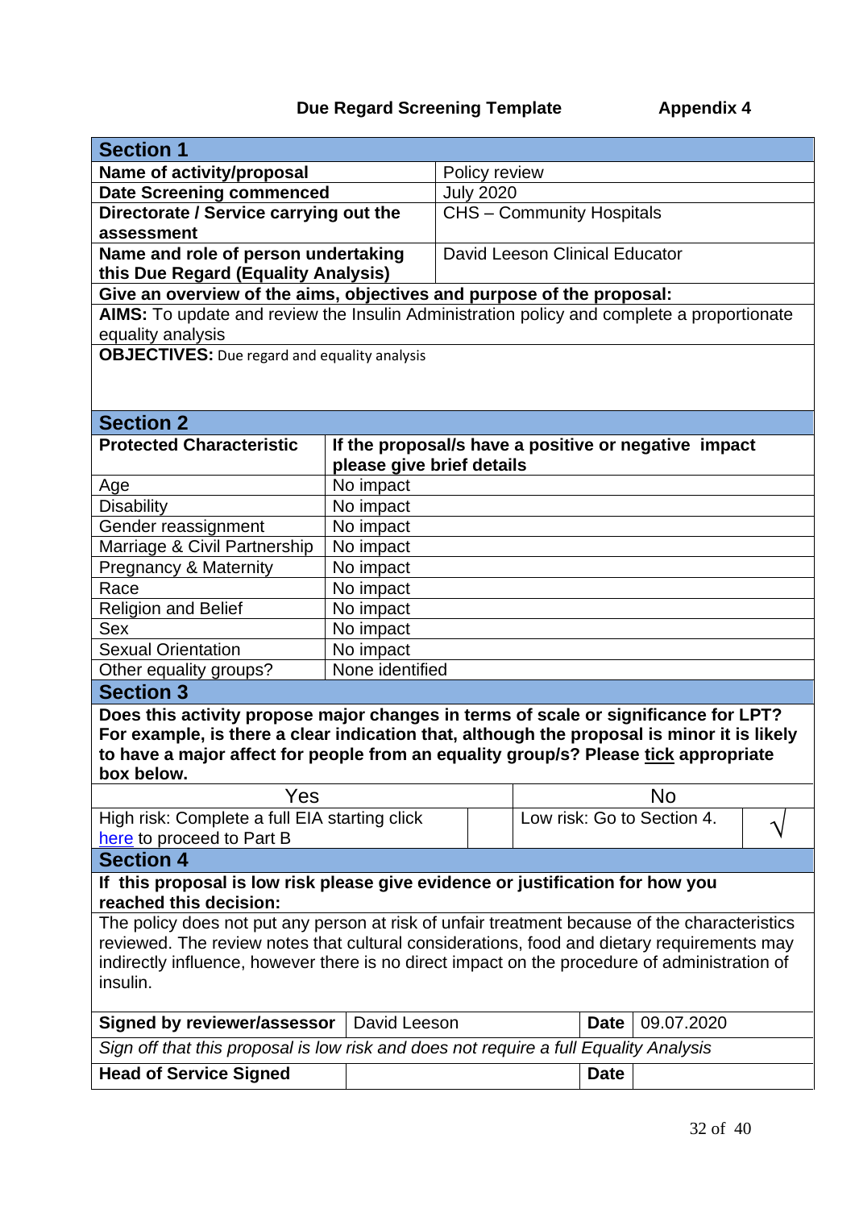**Due Regard Screening Template** **Appendix 4**

| **Section 1** | |
|---|---|
| **Name of activity/proposal** | Policy review |
| **Date Screening commenced** | July 2020 |
| **Directorate / Service carrying out the assessment** | CHS – Community Hospitals |
| **Name and role of person undertaking this Due Regard (Equality Analysis)** | David Leeson Clinical Educator |
| **Give an overview of the aims, objectives and purpose of the proposal:** | |
| **AIMS:** To update and review the Insulin Administration policy and complete a proportionate equality analysis | |
| **OBJECTIVES:** Due regard and equality analysis | |

| **Section 2** | |
|---|---|
| **Protected Characteristic** | **If the proposal/s have a positive or negative impact please give brief details** |
| Age | No impact |
| Disability | No impact |
| Gender reassignment | No impact |
| Marriage & Civil Partnership | No impact |
| Pregnancy & Maternity | No impact |
| Race | No impact |
| Religion and Belief | No impact |
| Sex | No impact |
| Sexual Orientation | No impact |
| Other equality groups? | None identified |

| **Section 3** | | | |
|---|---|---|---|
| **Does this activity propose major changes in terms of scale or significance for LPT? For example, is there a clear indication that, although the proposal is minor it is likely to have a major affect for people from an equality group/s? Please tick appropriate box below.** | | | |
| Yes | | No | |
| High risk: Complete a full EIA starting click here to proceed to Part B | | Low risk: Go to Section 4. | √ |

| **Section 4** |
|---|
| **If this proposal is low risk please give evidence or justification for how you reached this decision:** |
| The policy does not put any person at risk of unfair treatment because of the characteristics reviewed. The review notes that cultural considerations, food and dietary requirements may indirectly influence, however there is no direct impact on the procedure of administration of insulin. |

| **Signed by reviewer/assessor** | David Leeson | **Date** | 09.07.2020 |
|---|---|---|---|
| *Sign off that this proposal is low risk and does not require a full Equality Analysis* | | | |
| **Head of Service Signed** | | **Date** | |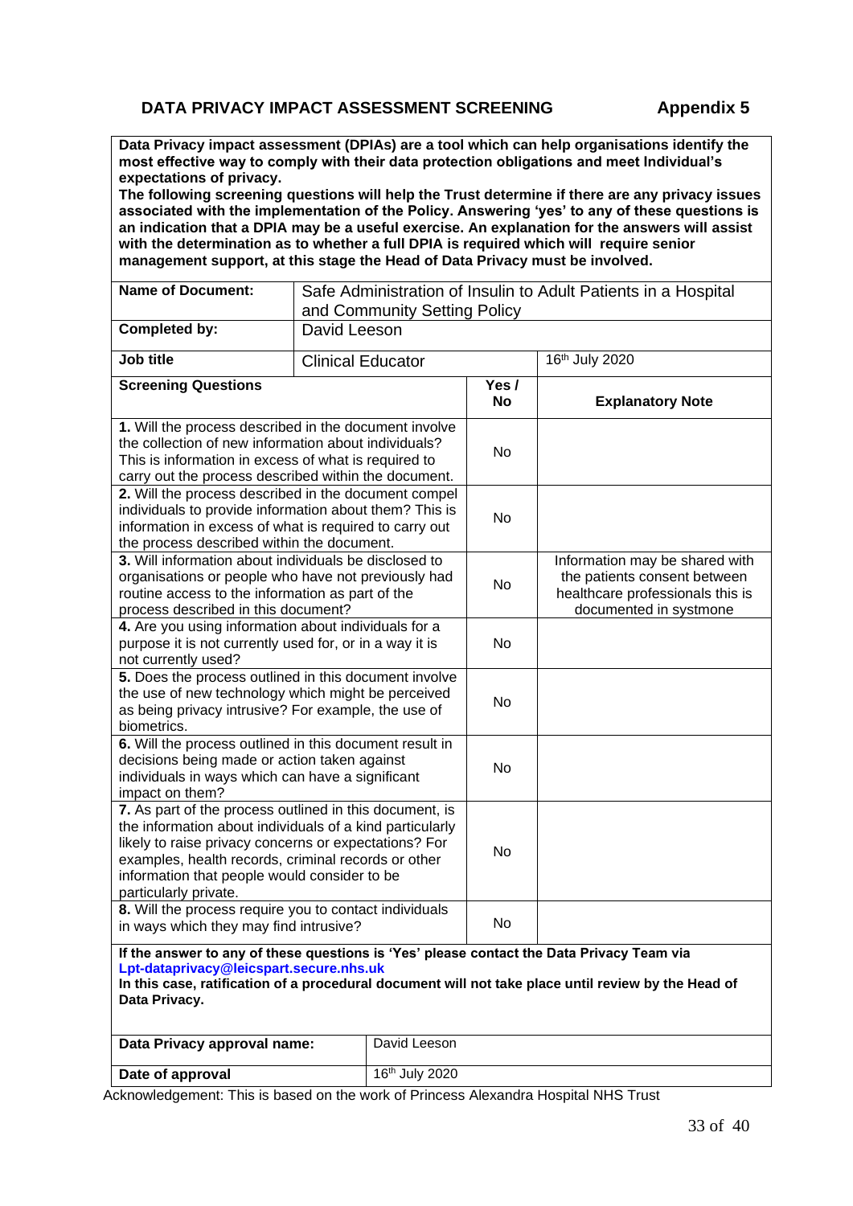## DATA PRIVACY IMPACT ASSESSMENT SCREENING — Appendix 5

**Data Privacy impact assessment (DPIAs) are a tool which can help organisations identify the most effective way to comply with their data protection obligations and meet Individual's expectations of privacy.**
**The following screening questions will help the Trust determine if there are any privacy issues associated with the implementation of the Policy. Answering 'yes' to any of these questions is an indication that a DPIA may be a useful exercise. An explanation for the answers will assist with the determination as to whether a full DPIA is required which will require senior management support, at this stage the Head of Data Privacy must be involved.**

| **Name of Document:** | Safe Administration of Insulin to Adult Patients in a Hospital and Community Setting Policy | |
|---|---|---|
| **Completed by:** | David Leeson | |
| **Job title** | Clinical Educator | 16th July 2020 |

| **Screening Questions** | **Yes / No** | **Explanatory Note** |
|---|---|---|
| **1.** Will the process described in the document involve the collection of new information about individuals? This is information in excess of what is required to carry out the process described within the document. | No | |
| **2.** Will the process described in the document compel individuals to provide information about them? This is information in excess of what is required to carry out the process described within the document. | No | |
| **3.** Will information about individuals be disclosed to organisations or people who have not previously had routine access to the information as part of the process described in this document? | No | Information may be shared with the patients consent between healthcare professionals this is documented in systmone |
| **4.** Are you using information about individuals for a purpose it is not currently used for, or in a way it is not currently used? | No | |
| **5.** Does the process outlined in this document involve the use of new technology which might be perceived as being privacy intrusive? For example, the use of biometrics. | No | |
| **6.** Will the process outlined in this document result in decisions being made or action taken against individuals in ways which can have a significant impact on them? | No | |
| **7.** As part of the process outlined in this document, is the information about individuals of a kind particularly likely to raise privacy concerns or expectations? For examples, health records, criminal records or other information that people would consider to be particularly private. | No | |
| **8.** Will the process require you to contact individuals in ways which they may find intrusive? | No | |

**If the answer to any of these questions is 'Yes' please contact the Data Privacy Team via Lpt-dataprivacy@leicspart.secure.nhs.uk**
**In this case, ratification of a procedural document will not take place until review by the Head of Data Privacy.**

| **Data Privacy approval name:** | David Leeson |
|---|---|
| **Date of approval** | 16th July 2020 |

Acknowledgement: This is based on the work of Princess Alexandra Hospital NHS Trust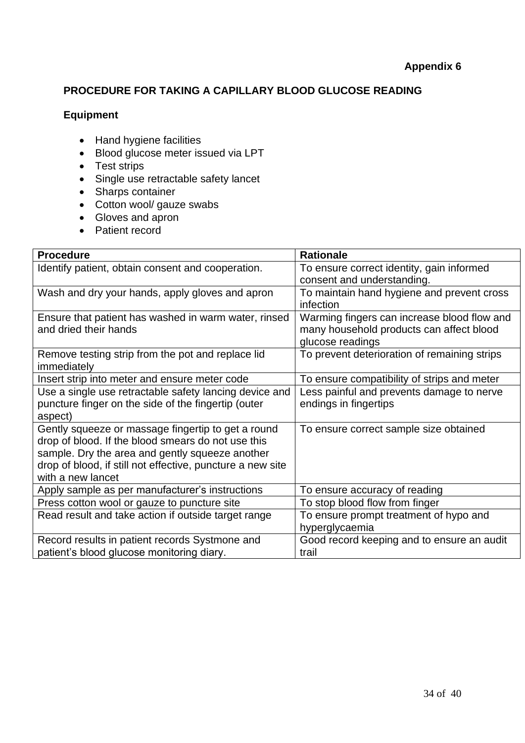**Appendix 6**

## PROCEDURE FOR TAKING A CAPILLARY BLOOD GLUCOSE READING

### Equipment

- Hand hygiene facilities
- Blood glucose meter issued via LPT
- Test strips
- Single use retractable safety lancet
- Sharps container
- Cotton wool/ gauze swabs
- Gloves and apron
- Patient record

| Procedure | Rationale |
|---|---|
| Identify patient, obtain consent and cooperation. | To ensure correct identity, gain informed consent and understanding. |
| Wash and dry your hands, apply gloves and apron | To maintain hand hygiene and prevent cross infection |
| Ensure that patient has washed in warm water, rinsed and dried their hands | Warming fingers can increase blood flow and many household products can affect blood glucose readings |
| Remove testing strip from the pot and replace lid immediately | To prevent deterioration of remaining strips |
| Insert strip into meter and ensure meter code | To ensure compatibility of strips and meter |
| Use a single use retractable safety lancing device and puncture finger on the side of the fingertip (outer aspect) | Less painful and prevents damage to nerve endings in fingertips |
| Gently squeeze or massage fingertip to get a round drop of blood. If the blood smears do not use this sample. Dry the area and gently squeeze another drop of blood, if still not effective, puncture a new site with a new lancet | To ensure correct sample size obtained |
| Apply sample as per manufacturer's instructions | To ensure accuracy of reading |
| Press cotton wool or gauze to puncture site | To stop blood flow from finger |
| Read result and take action if outside target range | To ensure prompt treatment of hypo and hyperglycaemia |
| Record results in patient records Systmone and patient's blood glucose monitoring diary. | Good record keeping and to ensure an audit trail |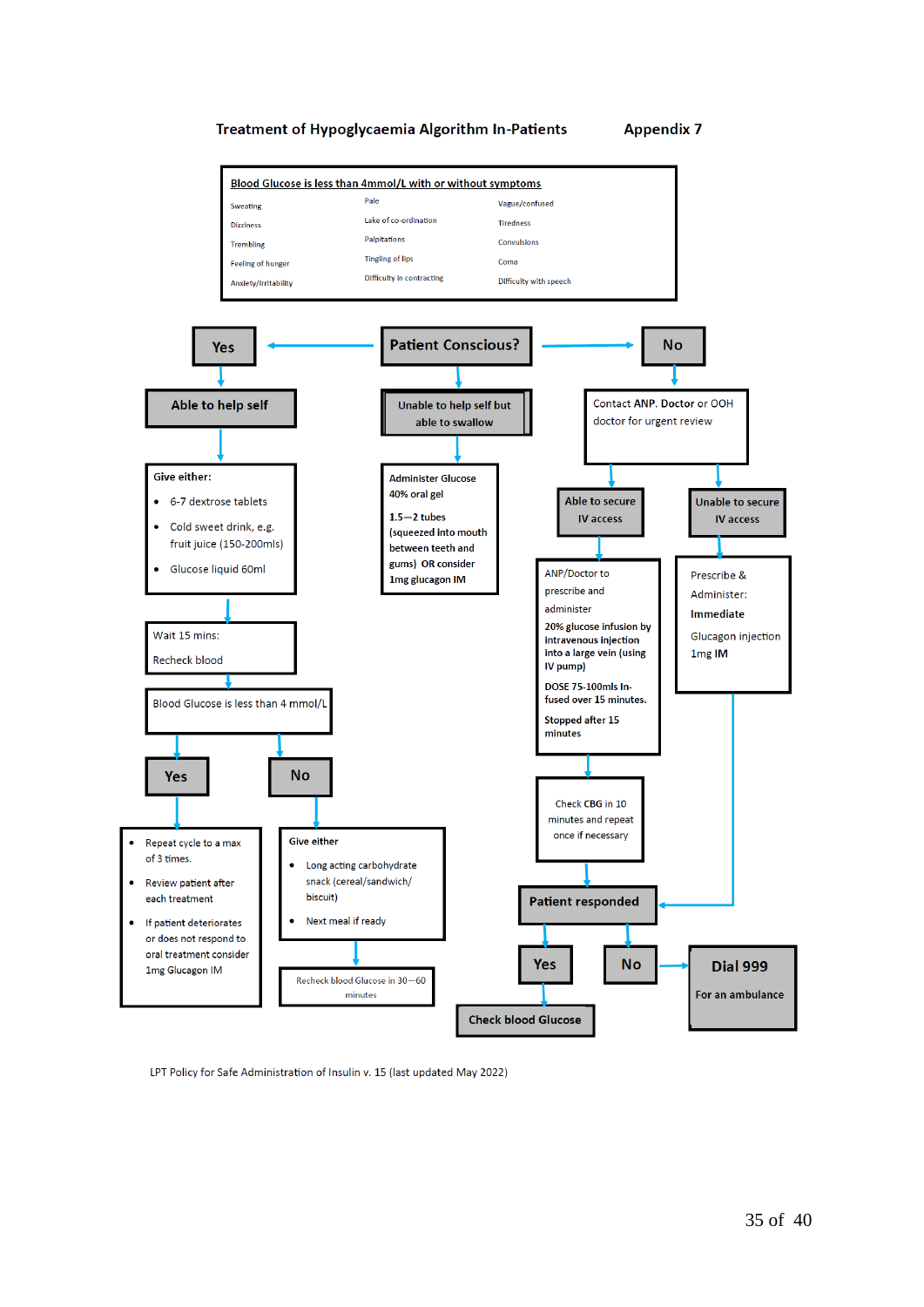## Treatment of Hypoglycaemia Algorithm In-Patients — Appendix 7

**Blood Glucose is less than 4mmol/L with or without symptoms**

| | | |
|---|---|---|
| Sweating | Pale | Vague/confused |
| Dizziness | Lake of co-ordination | Tiredness |
| Trembling | Palpitations | Convulsions |
| Feeling of hunger | Tingling of lips | Coma |
| Anxiety/Irritability | Difficulty in contracting | Difficulty with speech |

**Patient Conscious?**

**Yes → Able to help self**

Give either:

- 6-7 dextrose tablets
- Cold sweet drink, e.g. fruit juice (150-200mls)
- Glucose liquid 60ml

Wait 15 mins:

Recheck blood

Blood Glucose is less than 4 mmol/L

- **Yes**:
  - Repeat cycle to a max of 3 times.
  - Review patient after each treatment
  - If patient deteriorates or does not respond to oral treatment consider 1mg Glucagon IM
- **No**:
  - Give either
    - Long acting carbohydrate snack (cereal/sandwich/ biscuit)
    - Next meal if ready
  - Recheck blood Glucose in 30—60 minutes

**Unable to help self but able to swallow**

Administer Glucose 40% oral gel

1.5—2 tubes (squeezed into mouth between teeth and gums) OR consider 1mg glucagon IM

**No → Contact ANP, Doctor or OOH doctor for urgent review**

- **Able to secure IV access**
  - ANP/Doctor to prescribe and administer **20% glucose infusion by intravenous injection into a large vein (using IV pump)**
  - **DOSE 75-100mls In-fused over 15 minutes.**
  - **Stopped after 15 minutes**
  - Check CBG in 10 minutes and repeat once if necessary
- **Unable to secure IV access**
  - Prescribe & Administer: **Immediate** Glucagon injection 1mg IM

**Patient responded**

- **Yes** → **Check blood Glucose**
- **No** → **Dial 999** For an ambulance

LPT Policy for Safe Administration of Insulin v. 15 (last updated May 2022)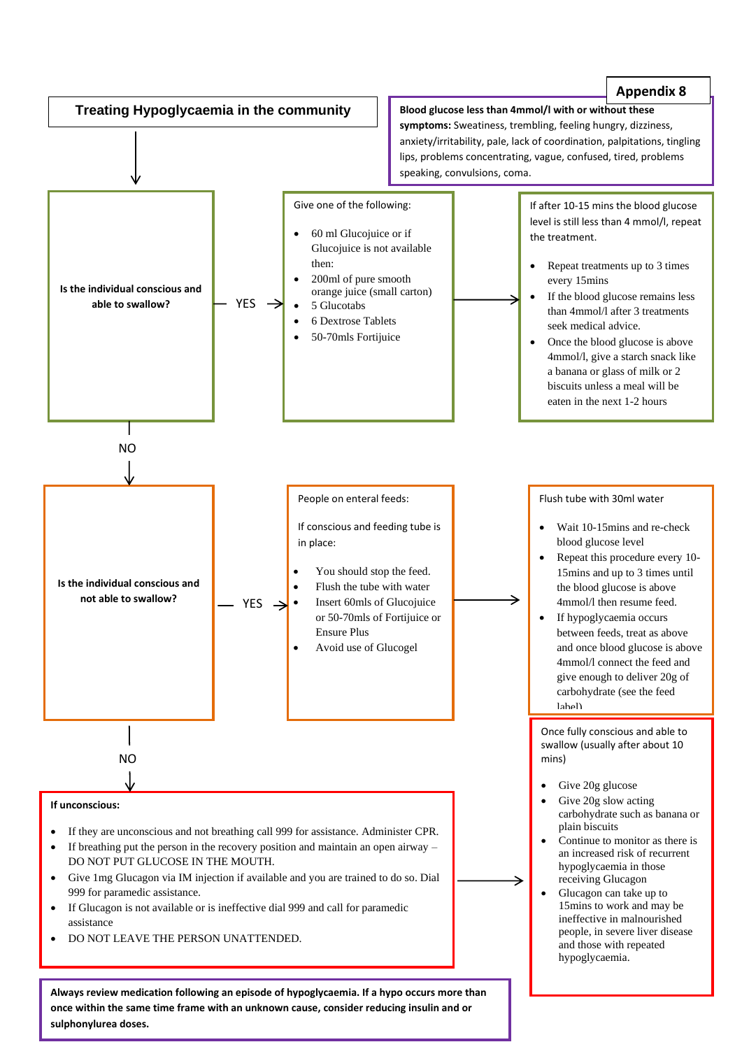**Appendix 8**

# Treating Hypoglycaemia in the community

**Blood glucose less than 4mmol/l with or without these symptoms:** Sweatiness, trembling, feeling hungry, dizziness, anxiety/irritability, pale, lack of coordination, palpitations, tingling lips, problems concentrating, vague, confused, tired, problems speaking, convulsions, coma.

**Is the individual conscious and able to swallow?**

**YES →**

Give one of the following:

- 60 ml Glucojuice or if Glucojuice is not available then:
- 200ml of pure smooth orange juice (small carton)
- 5 Glucotabs
- 6 Dextrose Tablets
- 50-70mls Fortijuice

→

If after 10-15 mins the blood glucose level is still less than 4 mmol/l, repeat the treatment.

- Repeat treatments up to 3 times every 15mins
- If the blood glucose remains less than 4mmol/l after 3 treatments seek medical advice.
- Once the blood glucose is above 4mmol/l, give a starch snack like a banana or glass of milk or 2 biscuits unless a meal will be eaten in the next 1-2 hours

**NO ↓**

**Is the individual conscious and not able to swallow?**

**YES →**

People on enteral feeds:

If conscious and feeding tube is in place:

- You should stop the feed.
- Flush the tube with water
- Insert 60mls of Glucojuice or 50-70mls of Fortijuice or Ensure Plus
- Avoid use of Glucogel

→

Flush tube with 30ml water

- Wait 10-15mins and re-check blood glucose level
- Repeat this procedure every 10-15mins and up to 3 times until the blood glucose is above 4mmol/l then resume feed.
- If hypoglycaemia occurs between feeds, treat as above and once blood glucose is above 4mmol/l connect the feed and give enough to deliver 20g of carbohydrate (see the feed label)

**NO ↓**

**If unconscious:**

- If they are unconscious and not breathing call 999 for assistance. Administer CPR.
- If breathing put the person in the recovery position and maintain an open airway – DO NOT PUT GLUCOSE IN THE MOUTH.
- Give 1mg Glucagon via IM injection if available and you are trained to do so. Dial 999 for paramedic assistance.
- If Glucagon is not available or is ineffective dial 999 and call for paramedic assistance
- DO NOT LEAVE THE PERSON UNATTENDED.

→

Once fully conscious and able to swallow (usually after about 10 mins)

- Give 20g glucose
- Give 20g slow acting carbohydrate such as banana or plain biscuits
- Continue to monitor as there is an increased risk of recurrent hypoglycaemia in those receiving Glucagon
- Glucagon can take up to 15mins to work and may be ineffective in malnourished people, in severe liver disease and those with repeated hypoglycaemia.

**Always review medication following an episode of hypoglycaemia. If a hypo occurs more than once within the same time frame with an unknown cause, consider reducing insulin and or sulphonylurea doses.**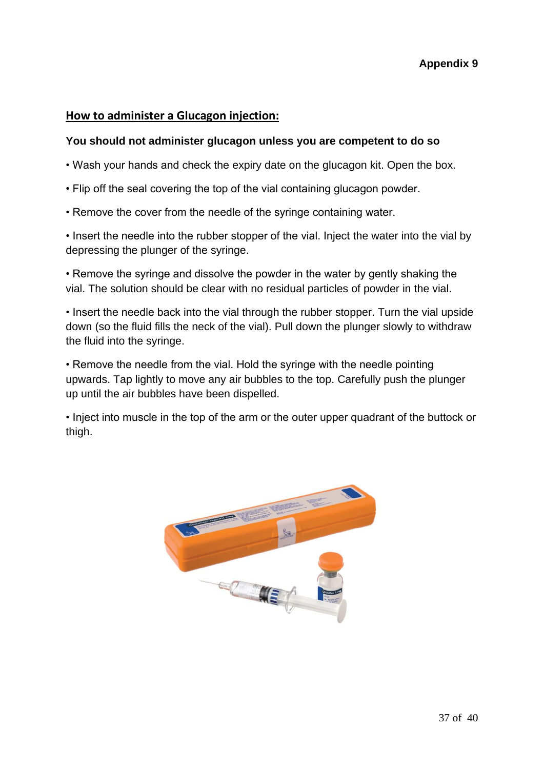**Appendix 9**

## How to administer a Glucagon injection:

**You should not administer glucagon unless you are competent to do so**

- Wash your hands and check the expiry date on the glucagon kit. Open the box.
- Flip off the seal covering the top of the vial containing glucagon powder.
- Remove the cover from the needle of the syringe containing water.
- Insert the needle into the rubber stopper of the vial. Inject the water into the vial by depressing the plunger of the syringe.
- Remove the syringe and dissolve the powder in the water by gently shaking the vial. The solution should be clear with no residual particles of powder in the vial.
- Insert the needle back into the vial through the rubber stopper. Turn the vial upside down (so the fluid fills the neck of the vial). Pull down the plunger slowly to withdraw the fluid into the syringe.
- Remove the needle from the vial. Hold the syringe with the needle pointing upwards. Tap lightly to move any air bubbles to the top. Carefully push the plunger up until the air bubbles have been dispelled.
- Inject into muscle in the top of the arm or the outer upper quadrant of the buttock or thigh.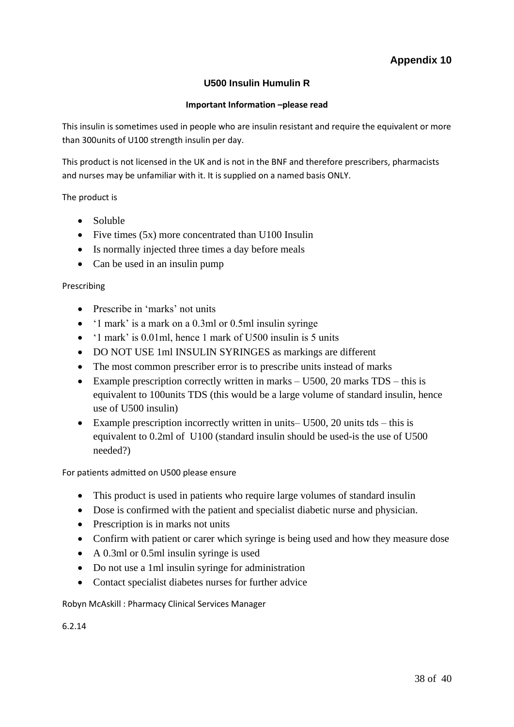## Appendix 10

### U500 Insulin Humulin R

**Important Information –please read**

This insulin is sometimes used in people who are insulin resistant and require the equivalent or more than 300units of U100 strength insulin per day.

This product is not licensed in the UK and is not in the BNF and therefore prescribers, pharmacists and nurses may be unfamiliar with it. It is supplied on a named basis ONLY.

The product is

- Soluble
- Five times (5x) more concentrated than U100 Insulin
- Is normally injected three times a day before meals
- Can be used in an insulin pump

Prescribing

- Prescribe in 'marks' not units
- '1 mark' is a mark on a 0.3ml or 0.5ml insulin syringe
- '1 mark' is 0.01ml, hence 1 mark of U500 insulin is 5 units
- DO NOT USE 1ml INSULIN SYRINGES as markings are different
- The most common prescriber error is to prescribe units instead of marks
- Example prescription correctly written in marks – U500, 20 marks TDS – this is equivalent to 100units TDS (this would be a large volume of standard insulin, hence use of U500 insulin)
- Example prescription incorrectly written in units– U500, 20 units tds – this is equivalent to 0.2ml of U100 (standard insulin should be used-is the use of U500 needed?)

For patients admitted on U500 please ensure

- This product is used in patients who require large volumes of standard insulin
- Dose is confirmed with the patient and specialist diabetic nurse and physician.
- Prescription is in marks not units
- Confirm with patient or carer which syringe is being used and how they measure dose
- A 0.3ml or 0.5ml insulin syringe is used
- Do not use a 1ml insulin syringe for administration
- Contact specialist diabetes nurses for further advice

Robyn McAskill : Pharmacy Clinical Services Manager

6.2.14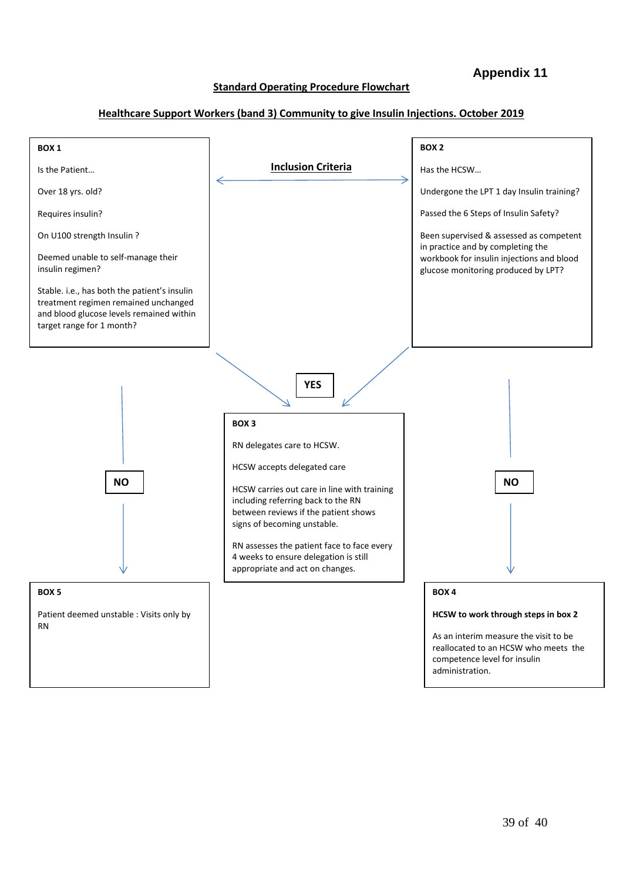## Appendix 11

**Standard Operating Procedure Flowchart**

**Healthcare Support Workers (band 3) Community to give Insulin Injections. October 2019**

**Inclusion Criteria**

**BOX 1**

Is the Patient…

Over 18 yrs. old?

Requires insulin?

On U100 strength Insulin ?

Deemed unable to self-manage their insulin regimen?

Stable. i.e., has both the patient's insulin treatment regimen remained unchanged and blood glucose levels remained within target range for 1 month?

**BOX 2**

Has the HCSW…

Undergone the LPT 1 day Insulin training?

Passed the 6 Steps of Insulin Safety?

Been supervised & assessed as competent in practice and by completing the workbook for insulin injections and blood glucose monitoring produced by LPT?

**YES**

**BOX 3**

RN delegates care to HCSW.

HCSW accepts delegated care

HCSW carries out care in line with training including referring back to the RN between reviews if the patient shows signs of becoming unstable.

RN assesses the patient face to face every 4 weeks to ensure delegation is still appropriate and act on changes.

**NO** (Box 1)

**BOX 5**

Patient deemed unstable : Visits only by RN

**NO** (Box 2)

**BOX 4**

**HCSW to work through steps in box 2**

As an interim measure the visit to be reallocated to an HCSW who meets the competence level for insulin administration.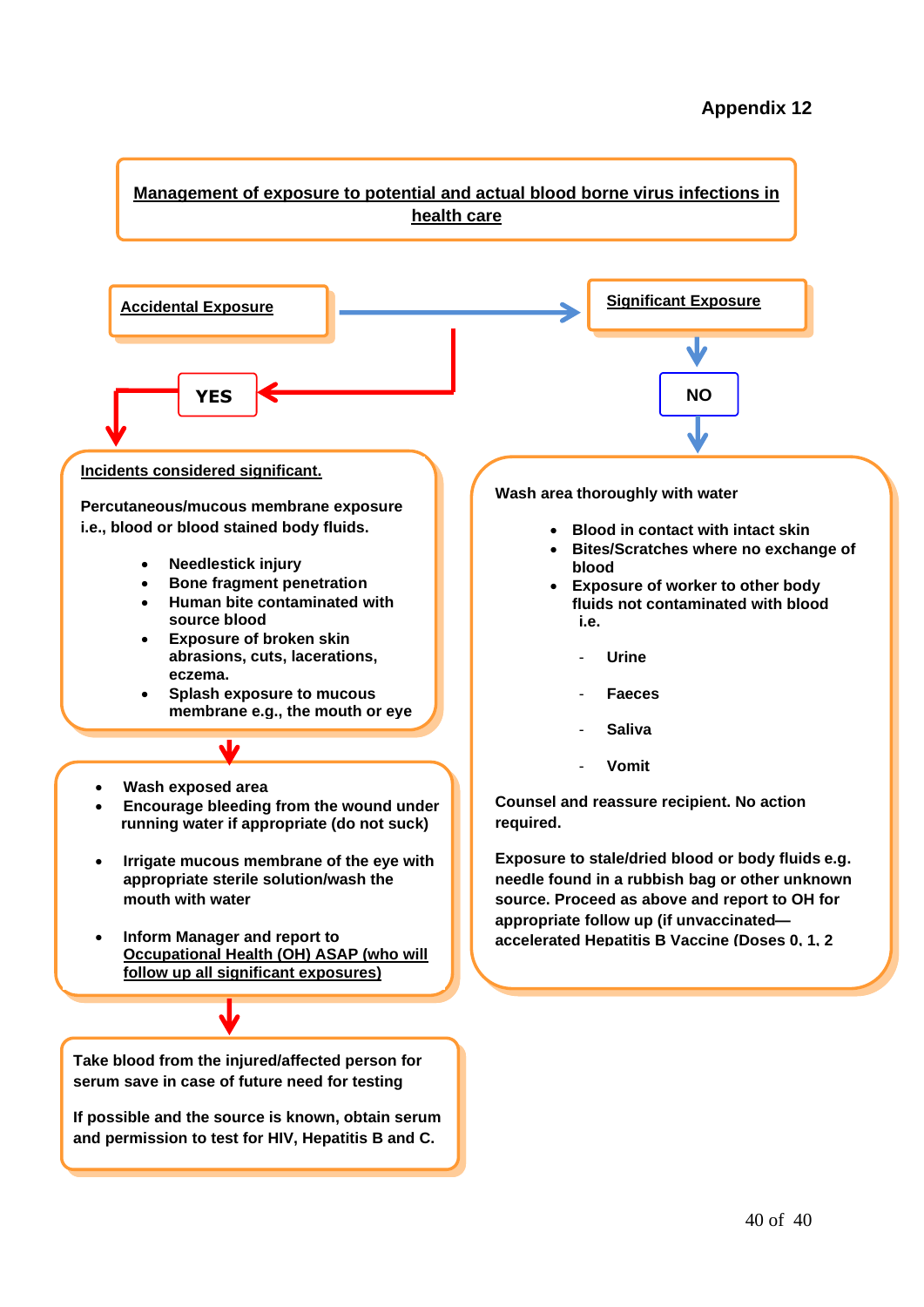**Appendix 12**

## Management of exposure to potential and actual blood borne virus infections in health care

**Accidental Exposure** → **Significant Exposure**

**YES**

**Incidents considered significant.**

**Percutaneous/mucous membrane exposure i.e., blood or blood stained body fluids.**

- **Needlestick injury**
- **Bone fragment penetration**
- **Human bite contaminated with source blood**
- **Exposure of broken skin abrasions, cuts, lacerations, eczema.**
- **Splash exposure to mucous membrane e.g., the mouth or eye**

↓

- **Wash exposed area**
- **Encourage bleeding from the wound under running water if appropriate (do not suck)**
- **Irrigate mucous membrane of the eye with appropriate sterile solution/wash the mouth with water**
- **Inform Manager and report to Occupational Health (OH) ASAP (who will follow up all significant exposures)**

↓

**Take blood from the injured/affected person for serum save in case of future need for testing**

**If possible and the source is known, obtain serum and permission to test for HIV, Hepatitis B and C.**

**NO**

**Wash area thoroughly with water**

- **Blood in contact with intact skin**
- **Bites/Scratches where no exchange of blood**
- **Exposure of worker to other body fluids not contaminated with blood i.e.**
  - **Urine**
  - **Faeces**
  - **Saliva**
  - **Vomit**

**Counsel and reassure recipient. No action required.**

**Exposure to stale/dried blood or body fluids e.g. needle found in a rubbish bag or other unknown source. Proceed as above and report to OH for appropriate follow up (if unvaccinated— accelerated Hepatitis B Vaccine (Doses 0, 1, 2**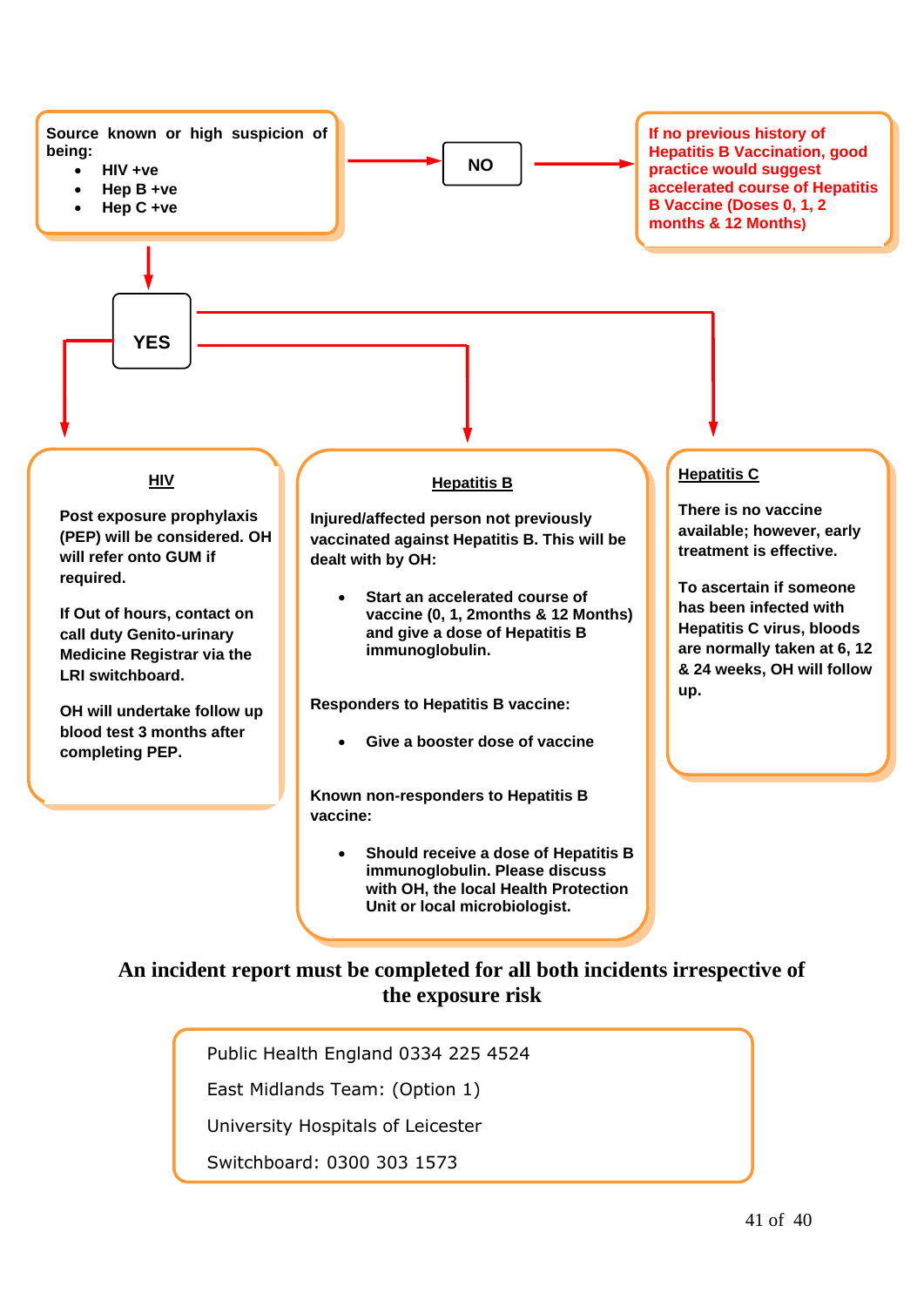Source known or high suspicion of being:

- HIV +ve
- Hep B +ve
- Hep C +ve

NO

If no previous history of Hepatitis B Vaccination, good practice would suggest accelerated course of Hepatitis B Vaccine (Doses 0, 1, 2 months & 12 Months)

YES

**HIV**

Post exposure prophylaxis (PEP) will be considered. OH will refer onto GUM if required.

If Out of hours, contact on call duty Genito-urinary Medicine Registrar via the LRI switchboard.

OH will undertake follow up blood test 3 months after completing PEP.

**Hepatitis B**

Injured/affected person not previously vaccinated against Hepatitis B. This will be dealt with by OH:

- Start an accelerated course of vaccine (0, 1, 2months & 12 Months) and give a dose of Hepatitis B immunoglobulin.

Responders to Hepatitis B vaccine:

- Give a booster dose of vaccine

Known non-responders to Hepatitis B vaccine:

- Should receive a dose of Hepatitis B immunoglobulin. Please discuss with OH, the local Health Protection Unit or local microbiologist.

**Hepatitis C**

There is no vaccine available; however, early treatment is effective.

To ascertain if someone has been infected with Hepatitis C virus, bloods are normally taken at 6, 12 & 24 weeks, OH will follow up.

**An incident report must be completed for all both incidents irrespective of the exposure risk**

Public Health England 0334 225 4524

East Midlands Team: (Option 1)

University Hospitals of Leicester

Switchboard: 0300 303 1573